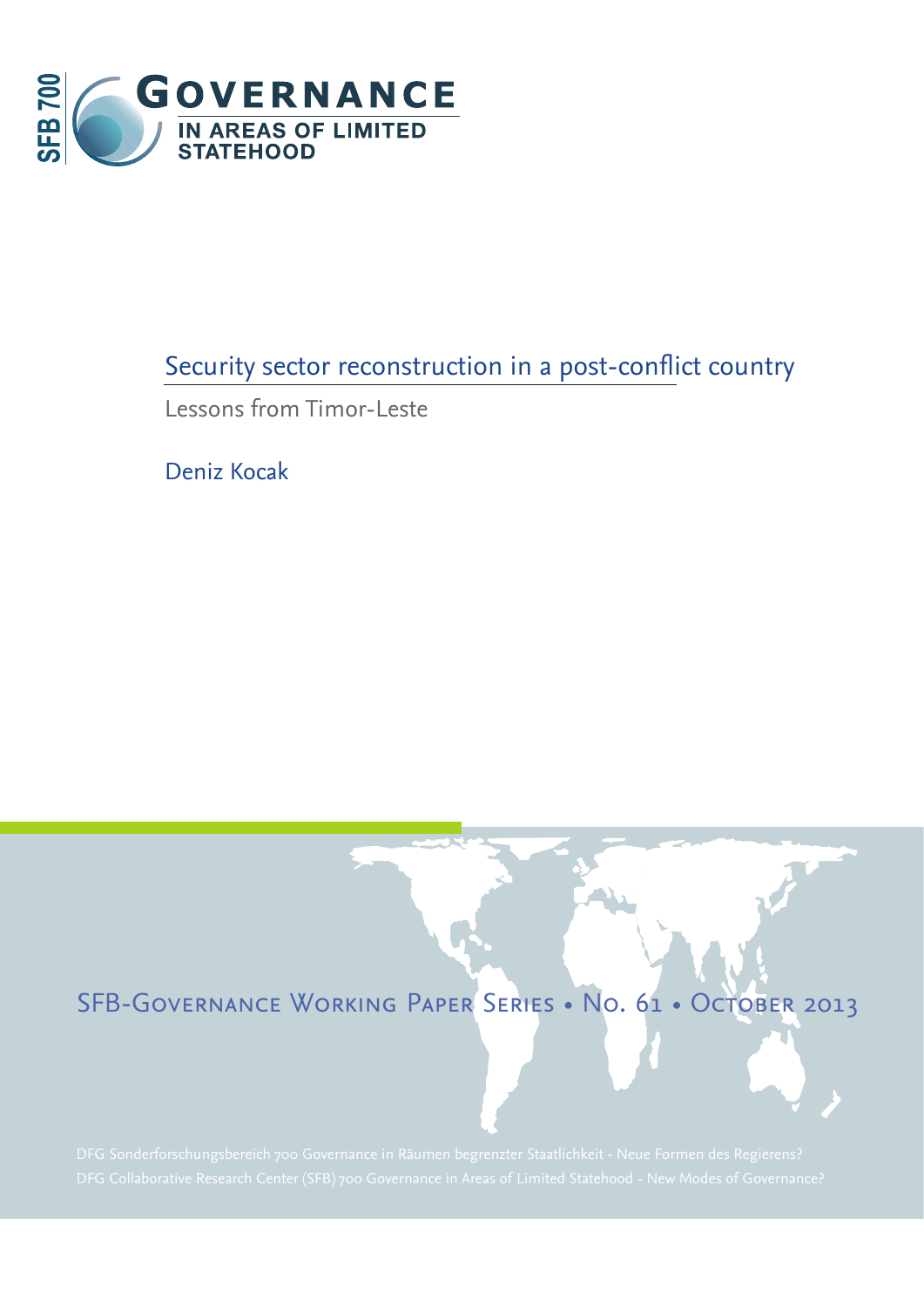SFB 700

# GOVERNANCE

IN AREAS OF LIMITED STATEHOOD

## Security sector reconstruction in a post-conflict country

Lessons from Timor-Leste

Deniz Kocak

SFB-Governance Working Paper Series • No. 61 • October 2013

DFG Sonderforschungsbereich 700 Governance in Räumen begrenzter Staatlichkeit - Neue Formen des Regierens?

DFG Collaborative Research Center (SFB) 700 Governance in Areas of Limited Statehood - New Modes of Governance?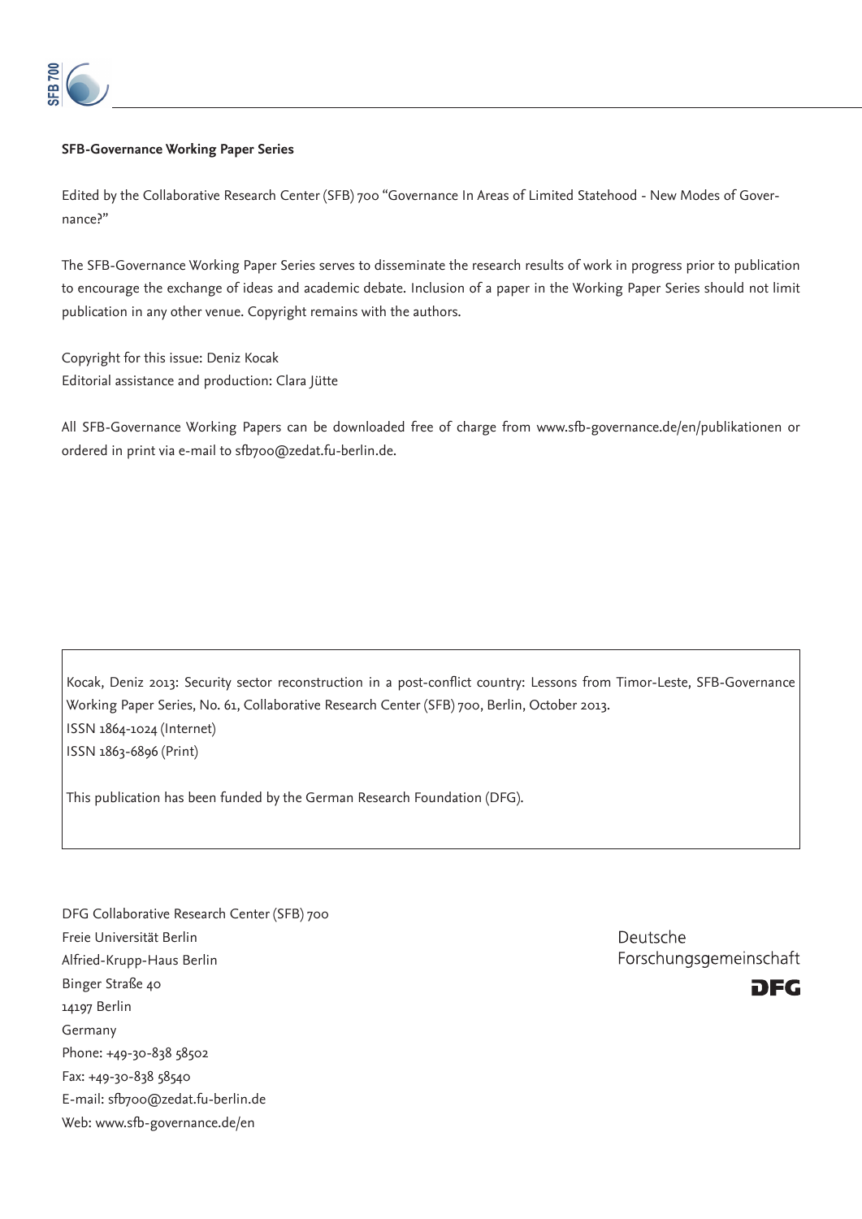**SFB-Governance Working Paper Series**

Edited by the Collaborative Research Center (SFB) 700 "Governance In Areas of Limited Statehood - New Modes of Governance?"

The SFB-Governance Working Paper Series serves to disseminate the research results of work in progress prior to publication to encourage the exchange of ideas and academic debate. Inclusion of a paper in the Working Paper Series should not limit publication in any other venue. Copyright remains with the authors.

Copyright for this issue: Deniz Kocak
Editorial assistance and production: Clara Jütte

All SFB-Governance Working Papers can be downloaded free of charge from www.sfb-governance.de/en/publikationen or ordered in print via e-mail to sfb700@zedat.fu-berlin.de.

Kocak, Deniz 2013: Security sector reconstruction in a post-conflict country: Lessons from Timor-Leste, SFB-Governance Working Paper Series, No. 61, Collaborative Research Center (SFB) 700, Berlin, October 2013.
ISSN 1864-1024 (Internet)
ISSN 1863-6896 (Print)

This publication has been funded by the German Research Foundation (DFG).

DFG Collaborative Research Center (SFB) 700
Freie Universität Berlin
Alfried-Krupp-Haus Berlin
Binger Straße 40
14197 Berlin
Germany
Phone: +49-30-838 58502
Fax: +49-30-838 58540
E-mail: sfb700@zedat.fu-berlin.de
Web: www.sfb-governance.de/en

Deutsche
Forschungsgemeinschaft
DFG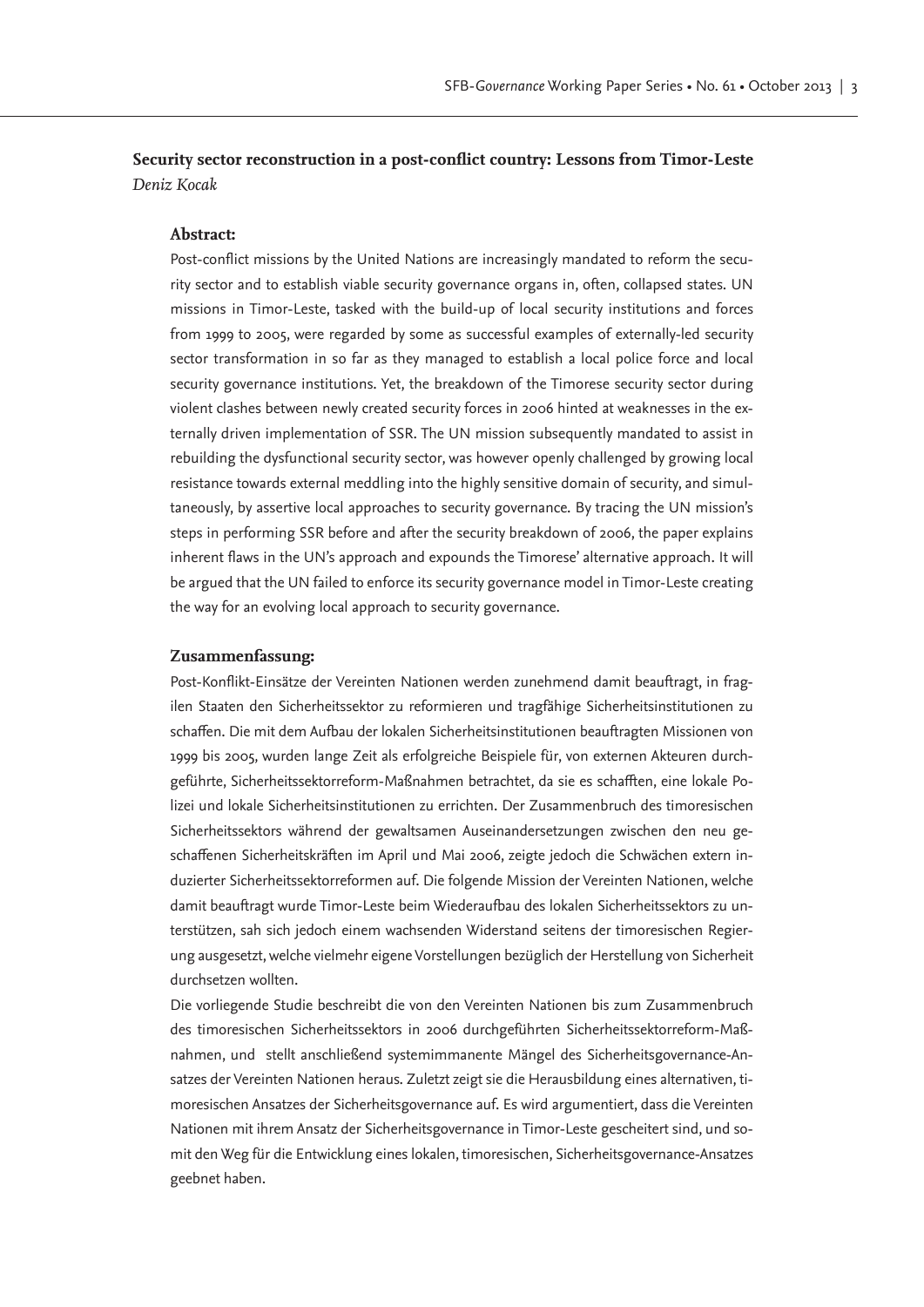**Security sector reconstruction in a post-conflict country: Lessons from Timor-Leste**

*Deniz Kocak*

**Abstract:**

Post-conflict missions by the United Nations are increasingly mandated to reform the security sector and to establish viable security governance organs in, often, collapsed states. UN missions in Timor-Leste, tasked with the build-up of local security institutions and forces from 1999 to 2005, were regarded by some as successful examples of externally-led security sector transformation in so far as they managed to establish a local police force and local security governance institutions. Yet, the breakdown of the Timorese security sector during violent clashes between newly created security forces in 2006 hinted at weaknesses in the externally driven implementation of SSR. The UN mission subsequently mandated to assist in rebuilding the dysfunctional security sector, was however openly challenged by growing local resistance towards external meddling into the highly sensitive domain of security, and simultaneously, by assertive local approaches to security governance. By tracing the UN mission's steps in performing SSR before and after the security breakdown of 2006, the paper explains inherent flaws in the UN's approach and expounds the Timorese' alternative approach. It will be argued that the UN failed to enforce its security governance model in Timor-Leste creating the way for an evolving local approach to security governance.

**Zusammenfassung:**

Post-Konflikt-Einsätze der Vereinten Nationen werden zunehmend damit beauftragt, in fragilen Staaten den Sicherheitssektor zu reformieren und tragfähige Sicherheitsinstitutionen zu schaffen. Die mit dem Aufbau der lokalen Sicherheitsinstitutionen beauftragten Missionen von 1999 bis 2005, wurden lange Zeit als erfolgreiche Beispiele für, von externen Akteuren durchgeführte, Sicherheitssektorreform-Maßnahmen betrachtet, da sie es schafften, eine lokale Polizei und lokale Sicherheitsinstitutionen zu errichten. Der Zusammenbruch des timoresischen Sicherheitssektors während der gewaltsamen Auseinandersetzungen zwischen den neu geschaffenen Sicherheitskräften im April und Mai 2006, zeigte jedoch die Schwächen extern induzierter Sicherheitssektorreformen auf. Die folgende Mission der Vereinten Nationen, welche damit beauftragt wurde Timor-Leste beim Wiederaufbau des lokalen Sicherheitssektors zu unterstützen, sah sich jedoch einem wachsenden Widerstand seitens der timoresischen Regierung ausgesetzt, welche vielmehr eigene Vorstellungen bezüglich der Herstellung von Sicherheit durchsetzen wollten.

Die vorliegende Studie beschreibt die von den Vereinten Nationen bis zum Zusammenbruch des timoresischen Sicherheitssektors in 2006 durchgeführten Sicherheitssektorreform-Maßnahmen, und stellt anschließend systemimmanente Mängel des Sicherheitsgovernance-Ansatzes der Vereinten Nationen heraus. Zuletzt zeigt sie die Herausbildung eines alternativen, timoresischen Ansatzes der Sicherheitsgovernance auf. Es wird argumentiert, dass die Vereinten Nationen mit ihrem Ansatz der Sicherheitsgovernance in Timor-Leste gescheitert sind, und somit den Weg für die Entwicklung eines lokalen, timoresischen, Sicherheitsgovernance-Ansatzes geebnet haben.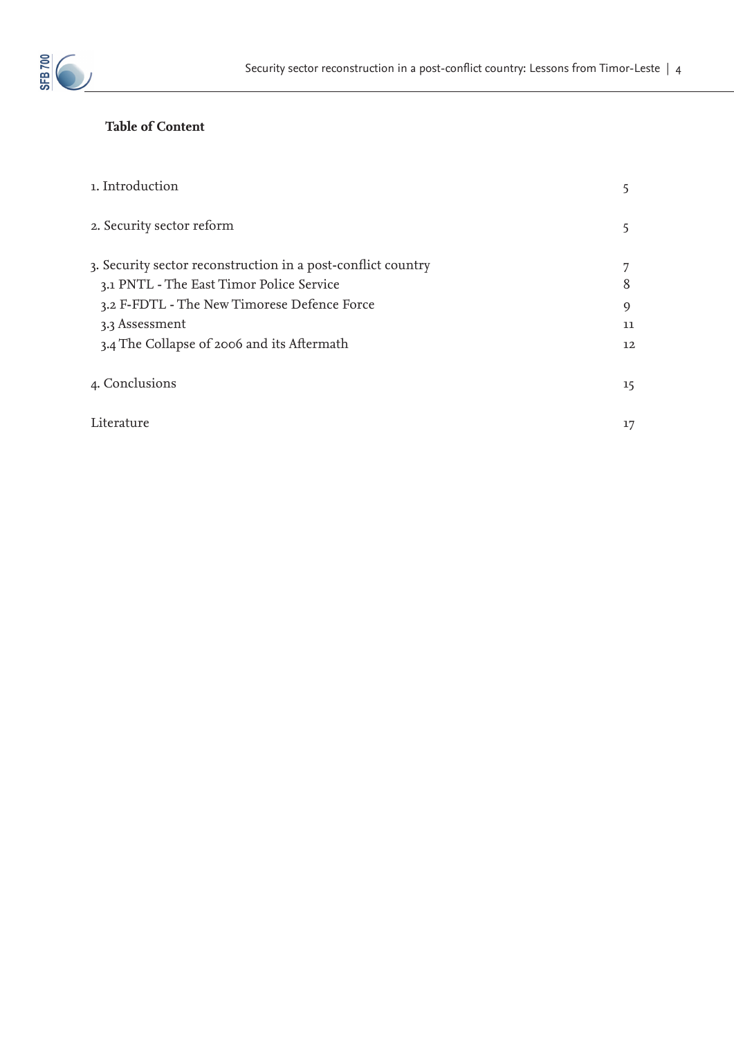**Table of Content**

| | |
|---|---|
| 1. Introduction | 5 |
| 2. Security sector reform | 5 |
| 3. Security sector reconstruction in a post-conflict country | 7 |
| 3.1 PNTL - The East Timor Police Service | 8 |
| 3.2 F-FDTL - The New Timorese Defence Force | 9 |
| 3.3 Assessment | 11 |
| 3.4 The Collapse of 2006 and its Aftermath | 12 |
| 4. Conclusions | 15 |
| Literature | 17 |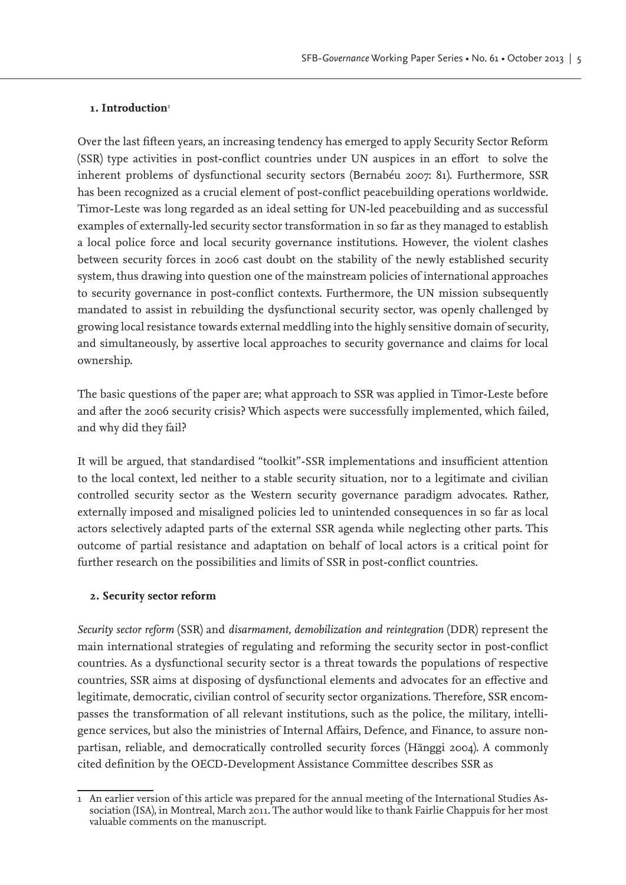## 1. Introduction[1]

Over the last fifteen years, an increasing tendency has emerged to apply Security Sector Reform (SSR) type activities in post-conflict countries under UN auspices in an effort to solve the inherent problems of dysfunctional security sectors (Bernabéu 2007: 81). Furthermore, SSR has been recognized as a crucial element of post-conflict peacebuilding operations worldwide. Timor-Leste was long regarded as an ideal setting for UN-led peacebuilding and as successful examples of externally-led security sector transformation in so far as they managed to establish a local police force and local security governance institutions. However, the violent clashes between security forces in 2006 cast doubt on the stability of the newly established security system, thus drawing into question one of the mainstream policies of international approaches to security governance in post-conflict contexts. Furthermore, the UN mission subsequently mandated to assist in rebuilding the dysfunctional security sector, was openly challenged by growing local resistance towards external meddling into the highly sensitive domain of security, and simultaneously, by assertive local approaches to security governance and claims for local ownership.

The basic questions of the paper are; what approach to SSR was applied in Timor-Leste before and after the 2006 security crisis? Which aspects were successfully implemented, which failed, and why did they fail?

It will be argued, that standardised "toolkit"-SSR implementations and insufficient attention to the local context, led neither to a stable security situation, nor to a legitimate and civilian controlled security sector as the Western security governance paradigm advocates. Rather, externally imposed and misaligned policies led to unintended consequences in so far as local actors selectively adapted parts of the external SSR agenda while neglecting other parts. This outcome of partial resistance and adaptation on behalf of local actors is a critical point for further research on the possibilities and limits of SSR in post-conflict countries.

## 2. Security sector reform

*Security sector reform* (SSR) and *disarmament, demobilization and reintegration* (DDR) represent the main international strategies of regulating and reforming the security sector in post-conflict countries. As a dysfunctional security sector is a threat towards the populations of respective countries, SSR aims at disposing of dysfunctional elements and advocates for an effective and legitimate, democratic, civilian control of security sector organizations. Therefore, SSR encompasses the transformation of all relevant institutions, such as the police, the military, intelligence services, but also the ministries of Internal Affairs, Defence, and Finance, to assure non-partisan, reliable, and democratically controlled security forces (Hänggi 2004). A commonly cited definition by the OECD-Development Assistance Committee describes SSR as

---

[1] An earlier version of this article was prepared for the annual meeting of the International Studies Association (ISA), in Montreal, March 2011. The author would like to thank Fairlie Chappuis for her most valuable comments on the manuscript.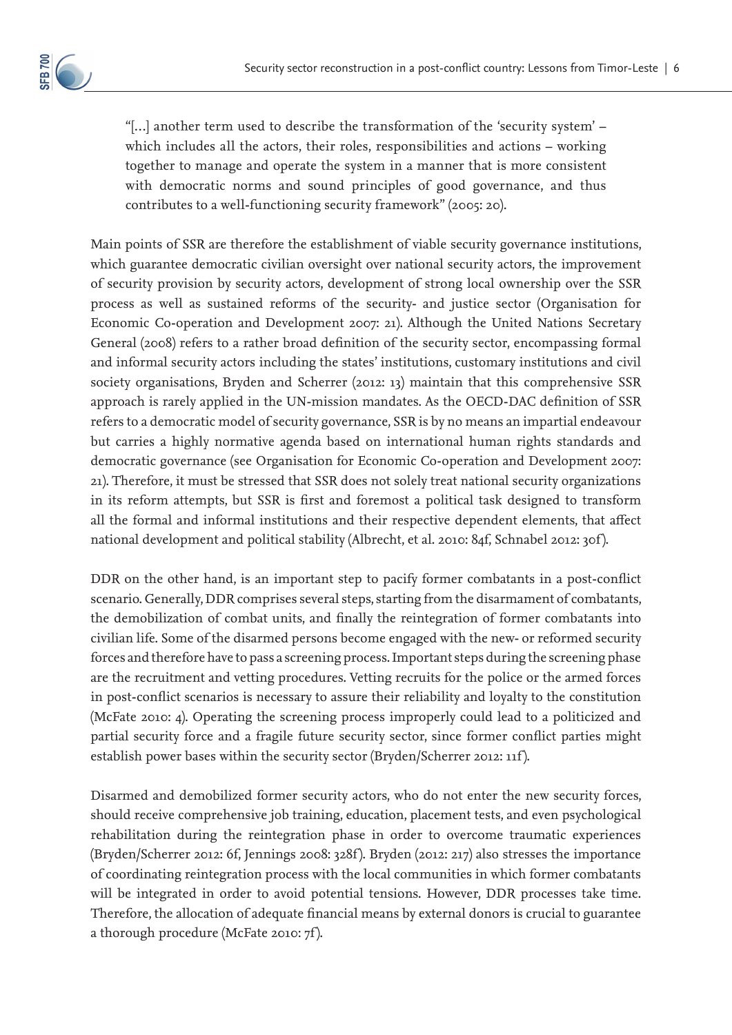> "[…] another term used to describe the transformation of the 'security system' – which includes all the actors, their roles, responsibilities and actions – working together to manage and operate the system in a manner that is more consistent with democratic norms and sound principles of good governance, and thus contributes to a well-functioning security framework" (2005: 20).

Main points of SSR are therefore the establishment of viable security governance institutions, which guarantee democratic civilian oversight over national security actors, the improvement of security provision by security actors, development of strong local ownership over the SSR process as well as sustained reforms of the security- and justice sector (Organisation for Economic Co-operation and Development 2007: 21). Although the United Nations Secretary General (2008) refers to a rather broad definition of the security sector, encompassing formal and informal security actors including the states' institutions, customary institutions and civil society organisations, Bryden and Scherrer (2012: 13) maintain that this comprehensive SSR approach is rarely applied in the UN-mission mandates. As the OECD-DAC definition of SSR refers to a democratic model of security governance, SSR is by no means an impartial endeavour but carries a highly normative agenda based on international human rights standards and democratic governance (see Organisation for Economic Co-operation and Development 2007: 21). Therefore, it must be stressed that SSR does not solely treat national security organizations in its reform attempts, but SSR is first and foremost a political task designed to transform all the formal and informal institutions and their respective dependent elements, that affect national development and political stability (Albrecht, et al. 2010: 84f, Schnabel 2012: 30f).

DDR on the other hand, is an important step to pacify former combatants in a post-conflict scenario. Generally, DDR comprises several steps, starting from the disarmament of combatants, the demobilization of combat units, and finally the reintegration of former combatants into civilian life. Some of the disarmed persons become engaged with the new- or reformed security forces and therefore have to pass a screening process. Important steps during the screening phase are the recruitment and vetting procedures. Vetting recruits for the police or the armed forces in post-conflict scenarios is necessary to assure their reliability and loyalty to the constitution (McFate 2010: 4). Operating the screening process improperly could lead to a politicized and partial security force and a fragile future security sector, since former conflict parties might establish power bases within the security sector (Bryden/Scherrer 2012: 11f).

Disarmed and demobilized former security actors, who do not enter the new security forces, should receive comprehensive job training, education, placement tests, and even psychological rehabilitation during the reintegration phase in order to overcome traumatic experiences (Bryden/Scherrer 2012: 6f, Jennings 2008: 328f). Bryden (2012: 217) also stresses the importance of coordinating reintegration process with the local communities in which former combatants will be integrated in order to avoid potential tensions. However, DDR processes take time. Therefore, the allocation of adequate financial means by external donors is crucial to guarantee a thorough procedure (McFate 2010: 7f).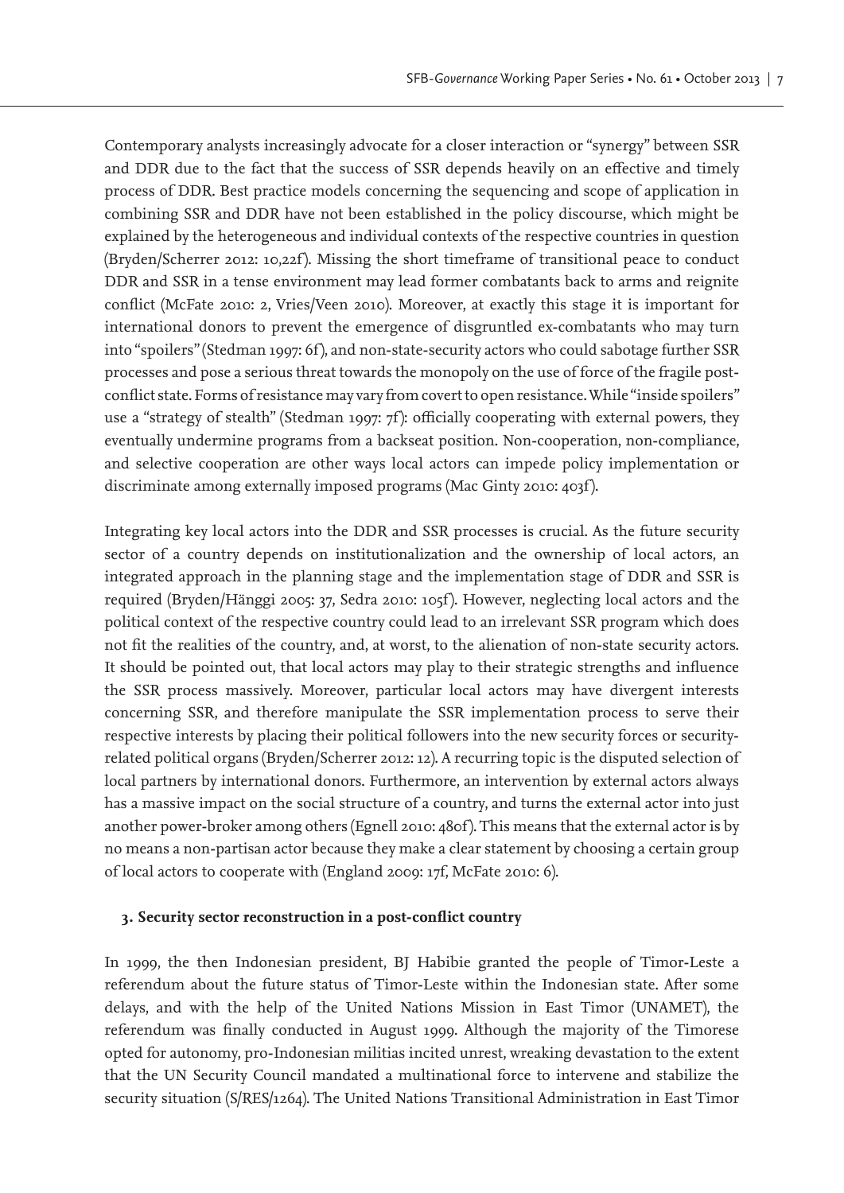Contemporary analysts increasingly advocate for a closer interaction or "synergy" between SSR and DDR due to the fact that the success of SSR depends heavily on an effective and timely process of DDR. Best practice models concerning the sequencing and scope of application in combining SSR and DDR have not been established in the policy discourse, which might be explained by the heterogeneous and individual contexts of the respective countries in question (Bryden/Scherrer 2012: 10,22f). Missing the short timeframe of transitional peace to conduct DDR and SSR in a tense environment may lead former combatants back to arms and reignite conflict (McFate 2010: 2, Vries/Veen 2010). Moreover, at exactly this stage it is important for international donors to prevent the emergence of disgruntled ex-combatants who may turn into "spoilers" (Stedman 1997: 6f), and non-state-security actors who could sabotage further SSR processes and pose a serious threat towards the monopoly on the use of force of the fragile post-conflict state. Forms of resistance may vary from covert to open resistance. While "inside spoilers" use a "strategy of stealth" (Stedman 1997: 7f): officially cooperating with external powers, they eventually undermine programs from a backseat position. Non-cooperation, non-compliance, and selective cooperation are other ways local actors can impede policy implementation or discriminate among externally imposed programs (Mac Ginty 2010: 403f).

Integrating key local actors into the DDR and SSR processes is crucial. As the future security sector of a country depends on institutionalization and the ownership of local actors, an integrated approach in the planning stage and the implementation stage of DDR and SSR is required (Bryden/Hänggi 2005: 37, Sedra 2010: 105f). However, neglecting local actors and the political context of the respective country could lead to an irrelevant SSR program which does not fit the realities of the country, and, at worst, to the alienation of non-state security actors. It should be pointed out, that local actors may play to their strategic strengths and influence the SSR process massively. Moreover, particular local actors may have divergent interests concerning SSR, and therefore manipulate the SSR implementation process to serve their respective interests by placing their political followers into the new security forces or security-related political organs (Bryden/Scherrer 2012: 12). A recurring topic is the disputed selection of local partners by international donors. Furthermore, an intervention by external actors always has a massive impact on the social structure of a country, and turns the external actor into just another power-broker among others (Egnell 2010: 480f). This means that the external actor is by no means a non-partisan actor because they make a clear statement by choosing a certain group of local actors to cooperate with (England 2009: 17f, McFate 2010: 6).

## 3. Security sector reconstruction in a post-conflict country

In 1999, the then Indonesian president, BJ Habibie granted the people of Timor-Leste a referendum about the future status of Timor-Leste within the Indonesian state. After some delays, and with the help of the United Nations Mission in East Timor (UNAMET), the referendum was finally conducted in August 1999. Although the majority of the Timorese opted for autonomy, pro-Indonesian militias incited unrest, wreaking devastation to the extent that the UN Security Council mandated a multinational force to intervene and stabilize the security situation (S/RES/1264). The United Nations Transitional Administration in East Timor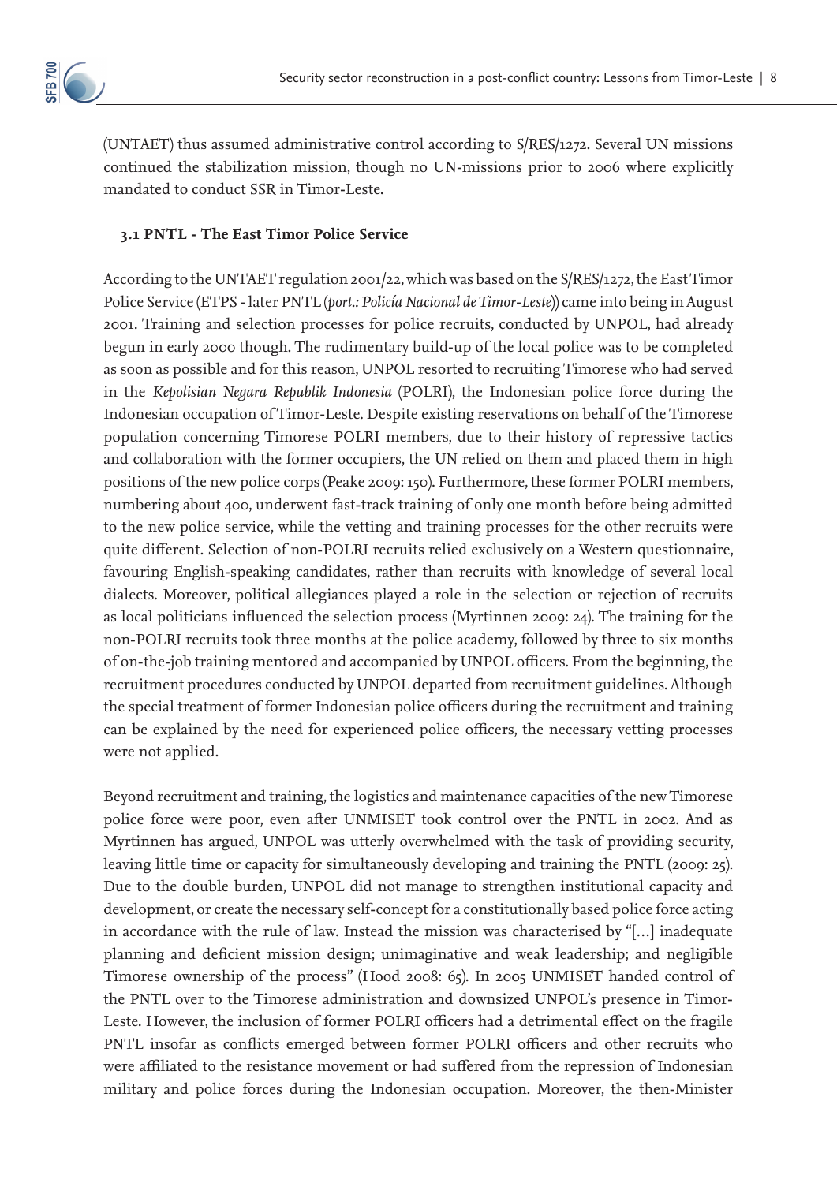(UNTAET) thus assumed administrative control according to S/RES/1272. Several UN missions continued the stabilization mission, though no UN-missions prior to 2006 where explicitly mandated to conduct SSR in Timor-Leste.

### 3.1 PNTL - The East Timor Police Service

According to the UNTAET regulation 2001/22, which was based on the S/RES/1272, the East Timor Police Service (ETPS - later PNTL (*port.: Policía Nacional de Timor-Leste*)) came into being in August 2001. Training and selection processes for police recruits, conducted by UNPOL, had already begun in early 2000 though. The rudimentary build-up of the local police was to be completed as soon as possible and for this reason, UNPOL resorted to recruiting Timorese who had served in the *Kepolisian Negara Republik Indonesia* (POLRI), the Indonesian police force during the Indonesian occupation of Timor-Leste. Despite existing reservations on behalf of the Timorese population concerning Timorese POLRI members, due to their history of repressive tactics and collaboration with the former occupiers, the UN relied on them and placed them in high positions of the new police corps (Peake 2009: 150). Furthermore, these former POLRI members, numbering about 400, underwent fast-track training of only one month before being admitted to the new police service, while the vetting and training processes for the other recruits were quite different. Selection of non-POLRI recruits relied exclusively on a Western questionnaire, favouring English-speaking candidates, rather than recruits with knowledge of several local dialects. Moreover, political allegiances played a role in the selection or rejection of recruits as local politicians influenced the selection process (Myrtinnen 2009: 24). The training for the non-POLRI recruits took three months at the police academy, followed by three to six months of on-the-job training mentored and accompanied by UNPOL officers. From the beginning, the recruitment procedures conducted by UNPOL departed from recruitment guidelines. Although the special treatment of former Indonesian police officers during the recruitment and training can be explained by the need for experienced police officers, the necessary vetting processes were not applied.

Beyond recruitment and training, the logistics and maintenance capacities of the new Timorese police force were poor, even after UNMISET took control over the PNTL in 2002. And as Myrtinnen has argued, UNPOL was utterly overwhelmed with the task of providing security, leaving little time or capacity for simultaneously developing and training the PNTL (2009: 25). Due to the double burden, UNPOL did not manage to strengthen institutional capacity and development, or create the necessary self-concept for a constitutionally based police force acting in accordance with the rule of law. Instead the mission was characterised by "[…] inadequate planning and deficient mission design; unimaginative and weak leadership; and negligible Timorese ownership of the process" (Hood 2008: 65). In 2005 UNMISET handed control of the PNTL over to the Timorese administration and downsized UNPOL's presence in Timor-Leste. However, the inclusion of former POLRI officers had a detrimental effect on the fragile PNTL insofar as conflicts emerged between former POLRI officers and other recruits who were affiliated to the resistance movement or had suffered from the repression of Indonesian military and police forces during the Indonesian occupation. Moreover, the then-Minister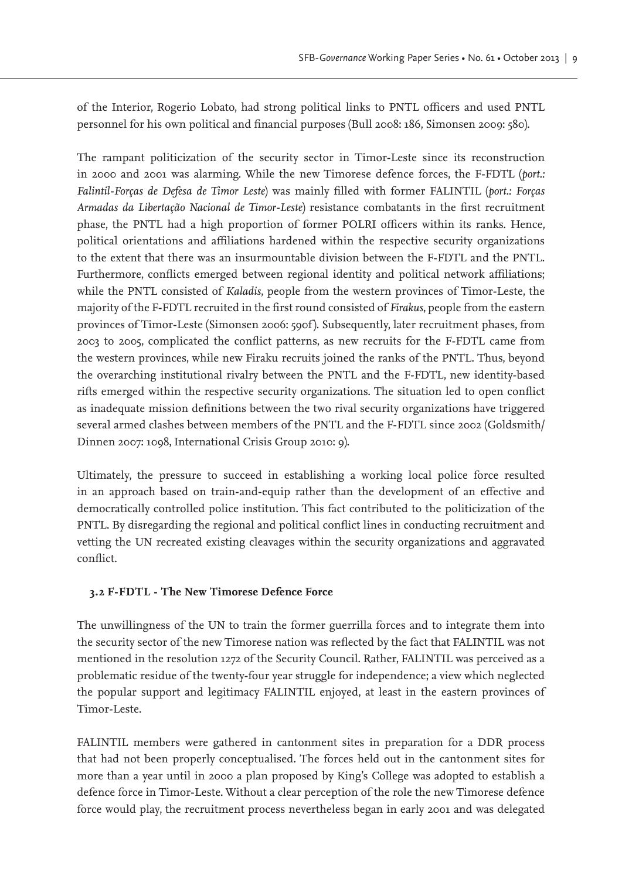of the Interior, Rogerio Lobato, had strong political links to PNTL officers and used PNTL personnel for his own political and financial purposes (Bull 2008: 186, Simonsen 2009: 580).

The rampant politicization of the security sector in Timor-Leste since its reconstruction in 2000 and 2001 was alarming. While the new Timorese defence forces, the F-FDTL (*port.: Falintil-Forças de Defesa de Timor Leste*) was mainly filled with former FALINTIL (*port.: Forças Armadas da Libertação Nacional de Timor-Leste*) resistance combatants in the first recruitment phase, the PNTL had a high proportion of former POLRI officers within its ranks. Hence, political orientations and affiliations hardened within the respective security organizations to the extent that there was an insurmountable division between the F-FDTL and the PNTL. Furthermore, conflicts emerged between regional identity and political network affiliations; while the PNTL consisted of *Kaladis*, people from the western provinces of Timor-Leste, the majority of the F-FDTL recruited in the first round consisted of *Firakus*, people from the eastern provinces of Timor-Leste (Simonsen 2006: 590f). Subsequently, later recruitment phases, from 2003 to 2005, complicated the conflict patterns, as new recruits for the F-FDTL came from the western provinces, while new Firaku recruits joined the ranks of the PNTL. Thus, beyond the overarching institutional rivalry between the PNTL and the F-FDTL, new identity-based rifts emerged within the respective security organizations. The situation led to open conflict as inadequate mission definitions between the two rival security organizations have triggered several armed clashes between members of the PNTL and the F-FDTL since 2002 (Goldsmith/Dinnen 2007: 1098, International Crisis Group 2010: 9).

Ultimately, the pressure to succeed in establishing a working local police force resulted in an approach based on train-and-equip rather than the development of an effective and democratically controlled police institution. This fact contributed to the politicization of the PNTL. By disregarding the regional and political conflict lines in conducting recruitment and vetting the UN recreated existing cleavages within the security organizations and aggravated conflict.

### 3.2 F-FDTL - The New Timorese Defence Force

The unwillingness of the UN to train the former guerrilla forces and to integrate them into the security sector of the new Timorese nation was reflected by the fact that FALINTIL was not mentioned in the resolution 1272 of the Security Council. Rather, FALINTIL was perceived as a problematic residue of the twenty-four year struggle for independence; a view which neglected the popular support and legitimacy FALINTIL enjoyed, at least in the eastern provinces of Timor-Leste.

FALINTIL members were gathered in cantonment sites in preparation for a DDR process that had not been properly conceptualised. The forces held out in the cantonment sites for more than a year until in 2000 a plan proposed by King's College was adopted to establish a defence force in Timor-Leste. Without a clear perception of the role the new Timorese defence force would play, the recruitment process nevertheless began in early 2001 and was delegated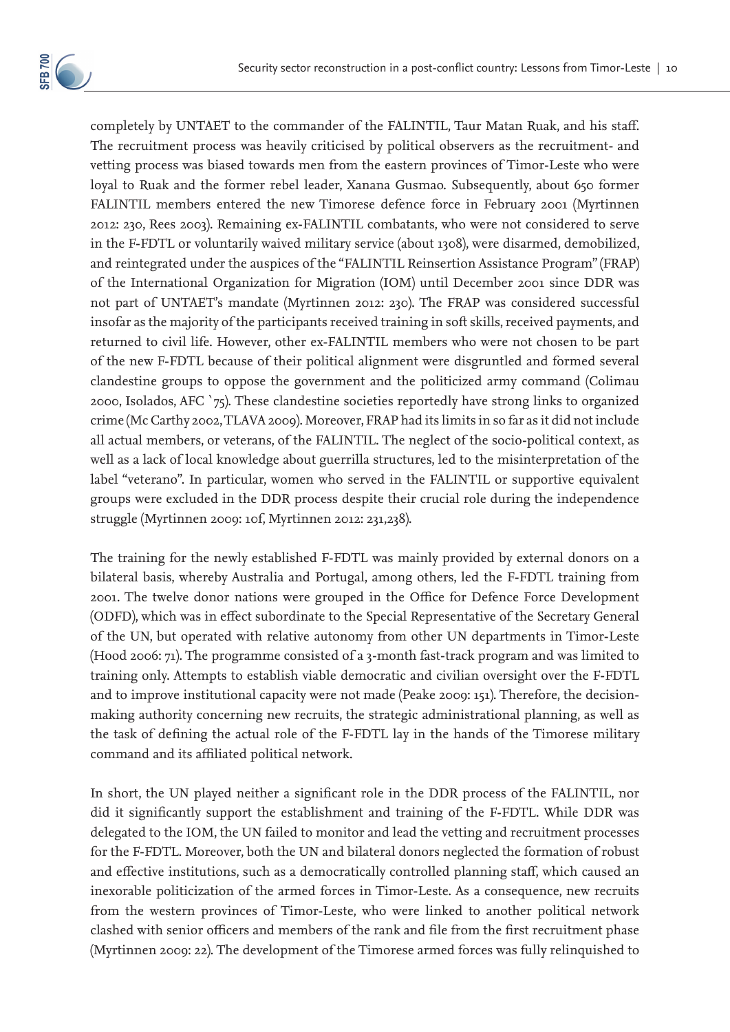completely by UNTAET to the commander of the FALINTIL, Taur Matan Ruak, and his staff. The recruitment process was heavily criticised by political observers as the recruitment- and vetting process was biased towards men from the eastern provinces of Timor-Leste who were loyal to Ruak and the former rebel leader, Xanana Gusmao. Subsequently, about 650 former FALINTIL members entered the new Timorese defence force in February 2001 (Myrtinnen 2012: 230, Rees 2003). Remaining ex-FALINTIL combatants, who were not considered to serve in the F-FDTL or voluntarily waived military service (about 1308), were disarmed, demobilized, and reintegrated under the auspices of the "FALINTIL Reinsertion Assistance Program" (FRAP) of the International Organization for Migration (IOM) until December 2001 since DDR was not part of UNTAET's mandate (Myrtinnen 2012: 230). The FRAP was considered successful insofar as the majority of the participants received training in soft skills, received payments, and returned to civil life. However, other ex-FALINTIL members who were not chosen to be part of the new F-FDTL because of their political alignment were disgruntled and formed several clandestine groups to oppose the government and the politicized army command (Colimau 2000, Isolados, AFC `75). These clandestine societies reportedly have strong links to organized crime (Mc Carthy 2002, TLAVA 2009). Moreover, FRAP had its limits in so far as it did not include all actual members, or veterans, of the FALINTIL. The neglect of the socio-political context, as well as a lack of local knowledge about guerrilla structures, led to the misinterpretation of the label "veterano". In particular, women who served in the FALINTIL or supportive equivalent groups were excluded in the DDR process despite their crucial role during the independence struggle (Myrtinnen 2009: 10f, Myrtinnen 2012: 231,238).

The training for the newly established F-FDTL was mainly provided by external donors on a bilateral basis, whereby Australia and Portugal, among others, led the F-FDTL training from 2001. The twelve donor nations were grouped in the Office for Defence Force Development (ODFD), which was in effect subordinate to the Special Representative of the Secretary General of the UN, but operated with relative autonomy from other UN departments in Timor-Leste (Hood 2006: 71). The programme consisted of a 3-month fast-track program and was limited to training only. Attempts to establish viable democratic and civilian oversight over the F-FDTL and to improve institutional capacity were not made (Peake 2009: 151). Therefore, the decision-making authority concerning new recruits, the strategic administrational planning, as well as the task of defining the actual role of the F-FDTL lay in the hands of the Timorese military command and its affiliated political network.

In short, the UN played neither a significant role in the DDR process of the FALINTIL, nor did it significantly support the establishment and training of the F-FDTL. While DDR was delegated to the IOM, the UN failed to monitor and lead the vetting and recruitment processes for the F-FDTL. Moreover, both the UN and bilateral donors neglected the formation of robust and effective institutions, such as a democratically controlled planning staff, which caused an inexorable politicization of the armed forces in Timor-Leste. As a consequence, new recruits from the western provinces of Timor-Leste, who were linked to another political network clashed with senior officers and members of the rank and file from the first recruitment phase (Myrtinnen 2009: 22). The development of the Timorese armed forces was fully relinquished to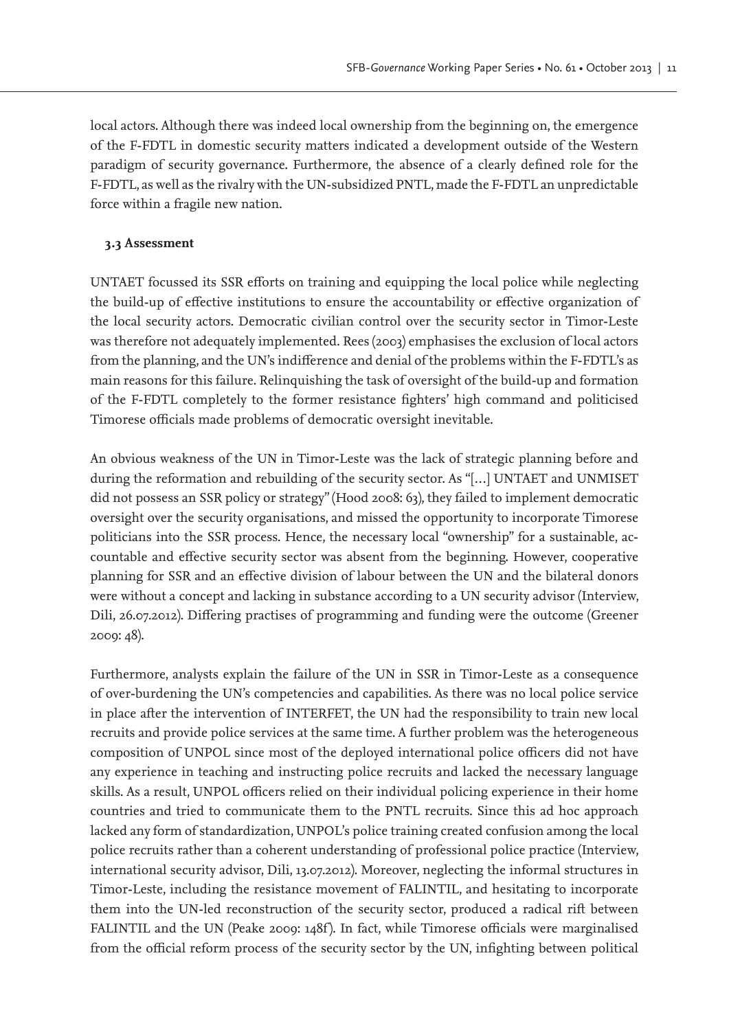local actors. Although there was indeed local ownership from the beginning on, the emergence of the F-FDTL in domestic security matters indicated a development outside of the Western paradigm of security governance. Furthermore, the absence of a clearly defined role for the F-FDTL, as well as the rivalry with the UN-subsidized PNTL, made the F-FDTL an unpredictable force within a fragile new nation.

### 3.3 Assessment

UNTAET focussed its SSR efforts on training and equipping the local police while neglecting the build-up of effective institutions to ensure the accountability or effective organization of the local security actors. Democratic civilian control over the security sector in Timor-Leste was therefore not adequately implemented. Rees (2003) emphasises the exclusion of local actors from the planning, and the UN's indifference and denial of the problems within the F-FDTL's as main reasons for this failure. Relinquishing the task of oversight of the build-up and formation of the F-FDTL completely to the former resistance fighters' high command and politicised Timorese officials made problems of democratic oversight inevitable.

An obvious weakness of the UN in Timor-Leste was the lack of strategic planning before and during the reformation and rebuilding of the security sector. As "[…] UNTAET and UNMISET did not possess an SSR policy or strategy" (Hood 2008: 63), they failed to implement democratic oversight over the security organisations, and missed the opportunity to incorporate Timorese politicians into the SSR process. Hence, the necessary local "ownership" for a sustainable, accountable and effective security sector was absent from the beginning. However, cooperative planning for SSR and an effective division of labour between the UN and the bilateral donors were without a concept and lacking in substance according to a UN security advisor (Interview, Dili, 26.07.2012). Differing practises of programming and funding were the outcome (Greener 2009: 48).

Furthermore, analysts explain the failure of the UN in SSR in Timor-Leste as a consequence of over-burdening the UN's competencies and capabilities. As there was no local police service in place after the intervention of INTERFET, the UN had the responsibility to train new local recruits and provide police services at the same time. A further problem was the heterogeneous composition of UNPOL since most of the deployed international police officers did not have any experience in teaching and instructing police recruits and lacked the necessary language skills. As a result, UNPOL officers relied on their individual policing experience in their home countries and tried to communicate them to the PNTL recruits. Since this ad hoc approach lacked any form of standardization, UNPOL's police training created confusion among the local police recruits rather than a coherent understanding of professional police practice (Interview, international security advisor, Dili, 13.07.2012). Moreover, neglecting the informal structures in Timor-Leste, including the resistance movement of FALINTIL, and hesitating to incorporate them into the UN-led reconstruction of the security sector, produced a radical rift between FALINTIL and the UN (Peake 2009: 148f). In fact, while Timorese officials were marginalised from the official reform process of the security sector by the UN, infighting between political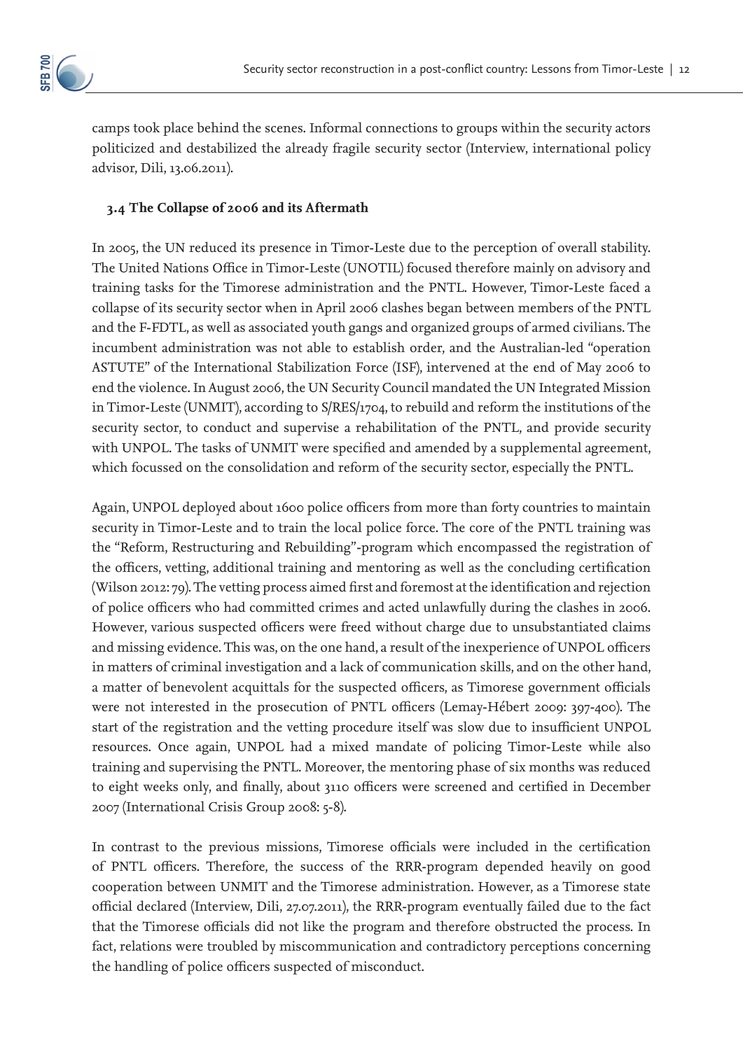camps took place behind the scenes. Informal connections to groups within the security actors politicized and destabilized the already fragile security sector (Interview, international policy advisor, Dili, 13.06.2011).

### 3.4 The Collapse of 2006 and its Aftermath

In 2005, the UN reduced its presence in Timor-Leste due to the perception of overall stability. The United Nations Office in Timor-Leste (UNOTIL) focused therefore mainly on advisory and training tasks for the Timorese administration and the PNTL. However, Timor-Leste faced a collapse of its security sector when in April 2006 clashes began between members of the PNTL and the F-FDTL, as well as associated youth gangs and organized groups of armed civilians. The incumbent administration was not able to establish order, and the Australian-led "operation ASTUTE" of the International Stabilization Force (ISF), intervened at the end of May 2006 to end the violence. In August 2006, the UN Security Council mandated the UN Integrated Mission in Timor-Leste (UNMIT), according to S/RES/1704, to rebuild and reform the institutions of the security sector, to conduct and supervise a rehabilitation of the PNTL, and provide security with UNPOL. The tasks of UNMIT were specified and amended by a supplemental agreement, which focussed on the consolidation and reform of the security sector, especially the PNTL.

Again, UNPOL deployed about 1600 police officers from more than forty countries to maintain security in Timor-Leste and to train the local police force. The core of the PNTL training was the "Reform, Restructuring and Rebuilding"-program which encompassed the registration of the officers, vetting, additional training and mentoring as well as the concluding certification (Wilson 2012: 79). The vetting process aimed first and foremost at the identification and rejection of police officers who had committed crimes and acted unlawfully during the clashes in 2006. However, various suspected officers were freed without charge due to unsubstantiated claims and missing evidence. This was, on the one hand, a result of the inexperience of UNPOL officers in matters of criminal investigation and a lack of communication skills, and on the other hand, a matter of benevolent acquittals for the suspected officers, as Timorese government officials were not interested in the prosecution of PNTL officers (Lemay-Hébert 2009: 397-400). The start of the registration and the vetting procedure itself was slow due to insufficient UNPOL resources. Once again, UNPOL had a mixed mandate of policing Timor-Leste while also training and supervising the PNTL. Moreover, the mentoring phase of six months was reduced to eight weeks only, and finally, about 3110 officers were screened and certified in December 2007 (International Crisis Group 2008: 5-8).

In contrast to the previous missions, Timorese officials were included in the certification of PNTL officers. Therefore, the success of the RRR-program depended heavily on good cooperation between UNMIT and the Timorese administration. However, as a Timorese state official declared (Interview, Dili, 27.07.2011), the RRR-program eventually failed due to the fact that the Timorese officials did not like the program and therefore obstructed the process. In fact, relations were troubled by miscommunication and contradictory perceptions concerning the handling of police officers suspected of misconduct.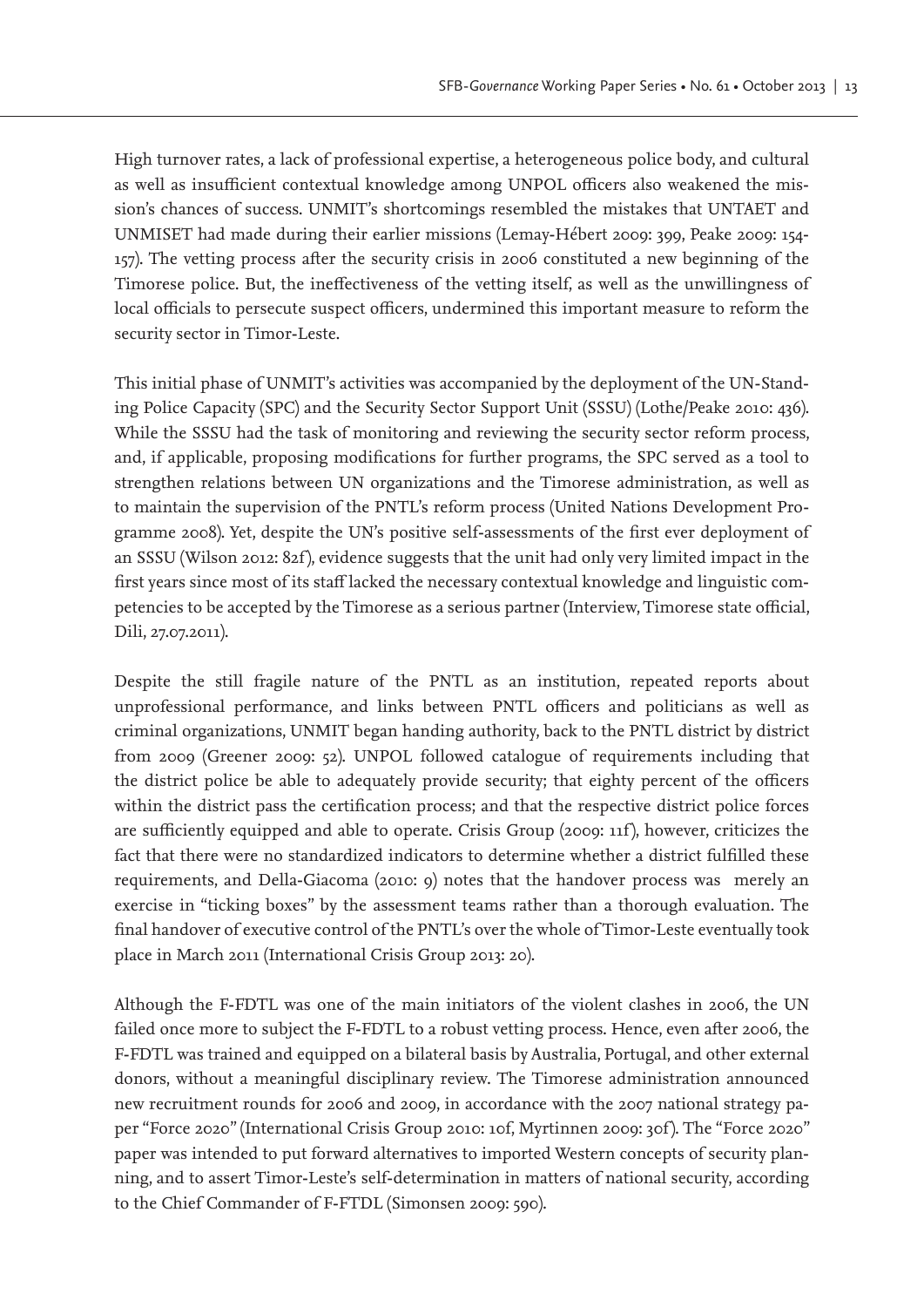High turnover rates, a lack of professional expertise, a heterogeneous police body, and cultural as well as insufficient contextual knowledge among UNPOL officers also weakened the mission's chances of success. UNMIT's shortcomings resembled the mistakes that UNTAET and UNMISET had made during their earlier missions (Lemay-Hébert 2009: 399, Peake 2009: 154-157). The vetting process after the security crisis in 2006 constituted a new beginning of the Timorese police. But, the ineffectiveness of the vetting itself, as well as the unwillingness of local officials to persecute suspect officers, undermined this important measure to reform the security sector in Timor-Leste.

This initial phase of UNMIT's activities was accompanied by the deployment of the UN-Standing Police Capacity (SPC) and the Security Sector Support Unit (SSSU) (Lothe/Peake 2010: 436). While the SSSU had the task of monitoring and reviewing the security sector reform process, and, if applicable, proposing modifications for further programs, the SPC served as a tool to strengthen relations between UN organizations and the Timorese administration, as well as to maintain the supervision of the PNTL's reform process (United Nations Development Programme 2008). Yet, despite the UN's positive self-assessments of the first ever deployment of an SSSU (Wilson 2012: 82f), evidence suggests that the unit had only very limited impact in the first years since most of its staff lacked the necessary contextual knowledge and linguistic competencies to be accepted by the Timorese as a serious partner (Interview, Timorese state official, Dili, 27.07.2011).

Despite the still fragile nature of the PNTL as an institution, repeated reports about unprofessional performance, and links between PNTL officers and politicians as well as criminal organizations, UNMIT began handing authority, back to the PNTL district by district from 2009 (Greener 2009: 52). UNPOL followed catalogue of requirements including that the district police be able to adequately provide security; that eighty percent of the officers within the district pass the certification process; and that the respective district police forces are sufficiently equipped and able to operate. Crisis Group (2009: 11f), however, criticizes the fact that there were no standardized indicators to determine whether a district fulfilled these requirements, and Della-Giacoma (2010: 9) notes that the handover process was merely an exercise in "ticking boxes" by the assessment teams rather than a thorough evaluation. The final handover of executive control of the PNTL's over the whole of Timor-Leste eventually took place in March 2011 (International Crisis Group 2013: 20).

Although the F-FDTL was one of the main initiators of the violent clashes in 2006, the UN failed once more to subject the F-FDTL to a robust vetting process. Hence, even after 2006, the F-FDTL was trained and equipped on a bilateral basis by Australia, Portugal, and other external donors, without a meaningful disciplinary review. The Timorese administration announced new recruitment rounds for 2006 and 2009, in accordance with the 2007 national strategy paper "Force 2020" (International Crisis Group 2010: 10f, Myrtinnen 2009: 30f). The "Force 2020" paper was intended to put forward alternatives to imported Western concepts of security planning, and to assert Timor-Leste's self-determination in matters of national security, according to the Chief Commander of F-FTDL (Simonsen 2009: 590).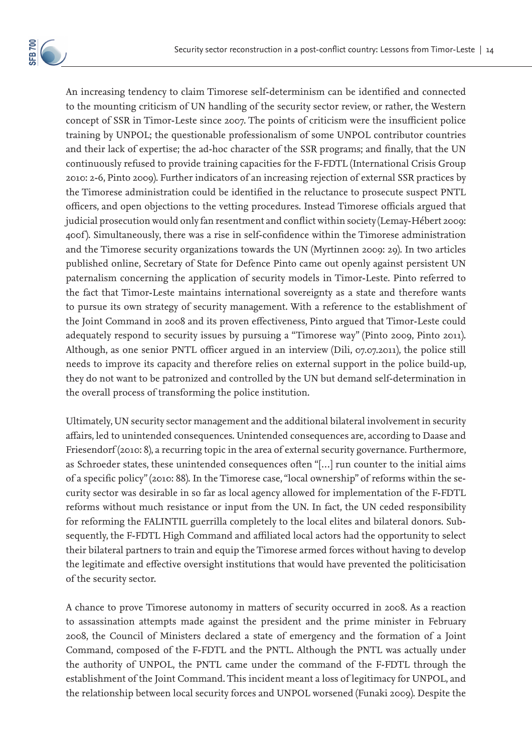An increasing tendency to claim Timorese self-determinism can be identified and connected to the mounting criticism of UN handling of the security sector review, or rather, the Western concept of SSR in Timor-Leste since 2007. The points of criticism were the insufficient police training by UNPOL; the questionable professionalism of some UNPOL contributor countries and their lack of expertise; the ad-hoc character of the SSR programs; and finally, that the UN continuously refused to provide training capacities for the F-FDTL (International Crisis Group 2010: 2-6, Pinto 2009). Further indicators of an increasing rejection of external SSR practices by the Timorese administration could be identified in the reluctance to prosecute suspect PNTL officers, and open objections to the vetting procedures. Instead Timorese officials argued that judicial prosecution would only fan resentment and conflict within society (Lemay-Hébert 2009: 400f). Simultaneously, there was a rise in self-confidence within the Timorese administration and the Timorese security organizations towards the UN (Myrtinnen 2009: 29). In two articles published online, Secretary of State for Defence Pinto came out openly against persistent UN paternalism concerning the application of security models in Timor-Leste. Pinto referred to the fact that Timor-Leste maintains international sovereignty as a state and therefore wants to pursue its own strategy of security management. With a reference to the establishment of the Joint Command in 2008 and its proven effectiveness, Pinto argued that Timor-Leste could adequately respond to security issues by pursuing a "Timorese way" (Pinto 2009, Pinto 2011). Although, as one senior PNTL officer argued in an interview (Dili, 07.07.2011), the police still needs to improve its capacity and therefore relies on external support in the police build-up, they do not want to be patronized and controlled by the UN but demand self-determination in the overall process of transforming the police institution.

Ultimately, UN security sector management and the additional bilateral involvement in security affairs, led to unintended consequences. Unintended consequences are, according to Daase and Friesendorf (2010: 8), a recurring topic in the area of external security governance. Furthermore, as Schroeder states, these unintended consequences often "[...] run counter to the initial aims of a specific policy" (2010: 88). In the Timorese case, "local ownership" of reforms within the security sector was desirable in so far as local agency allowed for implementation of the F-FDTL reforms without much resistance or input from the UN. In fact, the UN ceded responsibility for reforming the FALINTIL guerrilla completely to the local elites and bilateral donors. Subsequently, the F-FDTL High Command and affiliated local actors had the opportunity to select their bilateral partners to train and equip the Timorese armed forces without having to develop the legitimate and effective oversight institutions that would have prevented the politicisation of the security sector.

A chance to prove Timorese autonomy in matters of security occurred in 2008. As a reaction to assassination attempts made against the president and the prime minister in February 2008, the Council of Ministers declared a state of emergency and the formation of a Joint Command, composed of the F-FDTL and the PNTL. Although the PNTL was actually under the authority of UNPOL, the PNTL came under the command of the F-FDTL through the establishment of the Joint Command. This incident meant a loss of legitimacy for UNPOL, and the relationship between local security forces and UNPOL worsened (Funaki 2009). Despite the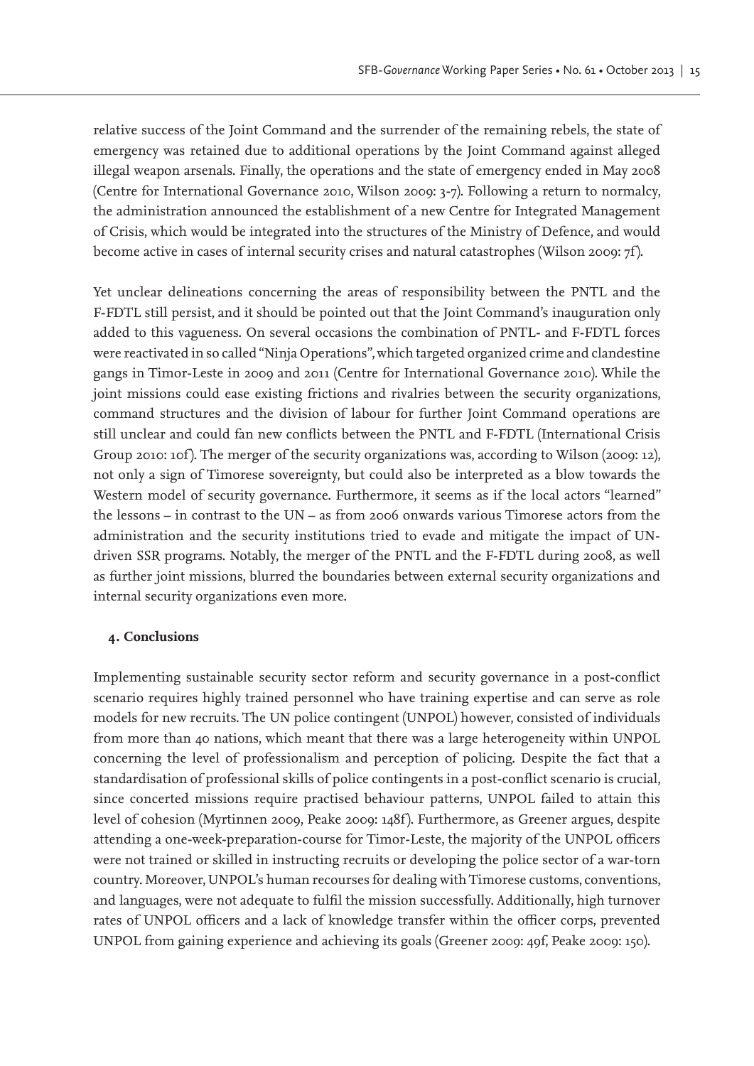relative success of the Joint Command and the surrender of the remaining rebels, the state of emergency was retained due to additional operations by the Joint Command against alleged illegal weapon arsenals. Finally, the operations and the state of emergency ended in May 2008 (Centre for International Governance 2010, Wilson 2009: 3-7). Following a return to normalcy, the administration announced the establishment of a new Centre for Integrated Management of Crisis, which would be integrated into the structures of the Ministry of Defence, and would become active in cases of internal security crises and natural catastrophes (Wilson 2009: 7f).

Yet unclear delineations concerning the areas of responsibility between the PNTL and the F-FDTL still persist, and it should be pointed out that the Joint Command's inauguration only added to this vagueness. On several occasions the combination of PNTL- and F-FDTL forces were reactivated in so called "Ninja Operations", which targeted organized crime and clandestine gangs in Timor-Leste in 2009 and 2011 (Centre for International Governance 2010). While the joint missions could ease existing frictions and rivalries between the security organizations, command structures and the division of labour for further Joint Command operations are still unclear and could fan new conflicts between the PNTL and F-FDTL (International Crisis Group 2010: 10f). The merger of the security organizations was, according to Wilson (2009: 12), not only a sign of Timorese sovereignty, but could also be interpreted as a blow towards the Western model of security governance. Furthermore, it seems as if the local actors "learned" the lessons – in contrast to the UN – as from 2006 onwards various Timorese actors from the administration and the security institutions tried to evade and mitigate the impact of UN-driven SSR programs. Notably, the merger of the PNTL and the F-FDTL during 2008, as well as further joint missions, blurred the boundaries between external security organizations and internal security organizations even more.

## 4. Conclusions

Implementing sustainable security sector reform and security governance in a post-conflict scenario requires highly trained personnel who have training expertise and can serve as role models for new recruits. The UN police contingent (UNPOL) however, consisted of individuals from more than 40 nations, which meant that there was a large heterogeneity within UNPOL concerning the level of professionalism and perception of policing. Despite the fact that a standardisation of professional skills of police contingents in a post-conflict scenario is crucial, since concerted missions require practised behaviour patterns, UNPOL failed to attain this level of cohesion (Myrtinnen 2009, Peake 2009: 148f). Furthermore, as Greener argues, despite attending a one-week-preparation-course for Timor-Leste, the majority of the UNPOL officers were not trained or skilled in instructing recruits or developing the police sector of a war-torn country. Moreover, UNPOL's human recourses for dealing with Timorese customs, conventions, and languages, were not adequate to fulfil the mission successfully. Additionally, high turnover rates of UNPOL officers and a lack of knowledge transfer within the officer corps, prevented UNPOL from gaining experience and achieving its goals (Greener 2009: 49f, Peake 2009: 150).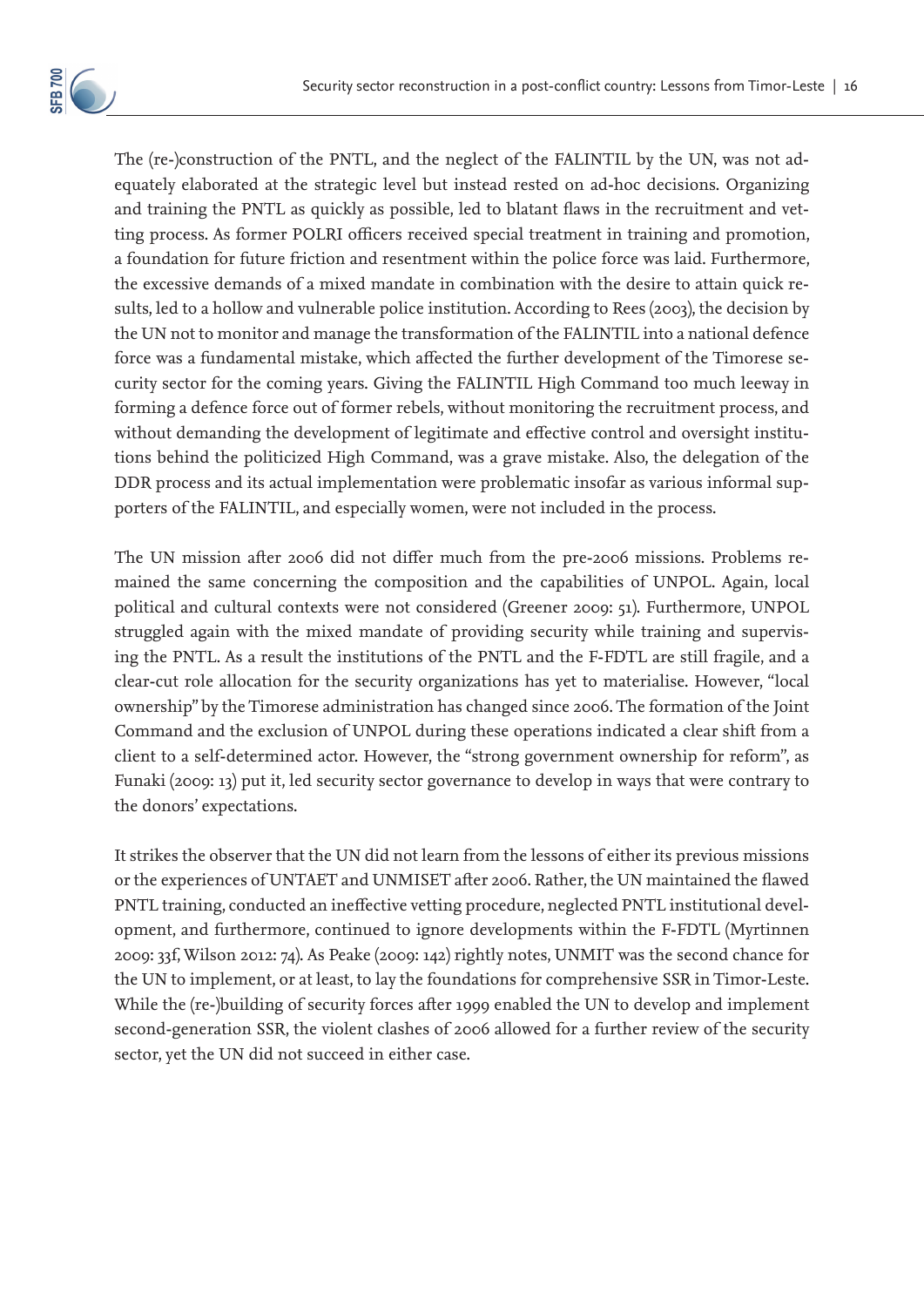The (re-)construction of the PNTL, and the neglect of the FALINTIL by the UN, was not adequately elaborated at the strategic level but instead rested on ad-hoc decisions. Organizing and training the PNTL as quickly as possible, led to blatant flaws in the recruitment and vetting process. As former POLRI officers received special treatment in training and promotion, a foundation for future friction and resentment within the police force was laid. Furthermore, the excessive demands of a mixed mandate in combination with the desire to attain quick results, led to a hollow and vulnerable police institution. According to Rees (2003), the decision by the UN not to monitor and manage the transformation of the FALINTIL into a national defence force was a fundamental mistake, which affected the further development of the Timorese security sector for the coming years. Giving the FALINTIL High Command too much leeway in forming a defence force out of former rebels, without monitoring the recruitment process, and without demanding the development of legitimate and effective control and oversight institutions behind the politicized High Command, was a grave mistake. Also, the delegation of the DDR process and its actual implementation were problematic insofar as various informal supporters of the FALINTIL, and especially women, were not included in the process.

The UN mission after 2006 did not differ much from the pre-2006 missions. Problems remained the same concerning the composition and the capabilities of UNPOL. Again, local political and cultural contexts were not considered (Greener 2009: 51). Furthermore, UNPOL struggled again with the mixed mandate of providing security while training and supervising the PNTL. As a result the institutions of the PNTL and the F-FDTL are still fragile, and a clear-cut role allocation for the security organizations has yet to materialise. However, "local ownership" by the Timorese administration has changed since 2006. The formation of the Joint Command and the exclusion of UNPOL during these operations indicated a clear shift from a client to a self-determined actor. However, the "strong government ownership for reform", as Funaki (2009: 13) put it, led security sector governance to develop in ways that were contrary to the donors' expectations.

It strikes the observer that the UN did not learn from the lessons of either its previous missions or the experiences of UNTAET and UNMISET after 2006. Rather, the UN maintained the flawed PNTL training, conducted an ineffective vetting procedure, neglected PNTL institutional development, and furthermore, continued to ignore developments within the F-FDTL (Myrtinnen 2009: 33f, Wilson 2012: 74). As Peake (2009: 142) rightly notes, UNMIT was the second chance for the UN to implement, or at least, to lay the foundations for comprehensive SSR in Timor-Leste. While the (re-)building of security forces after 1999 enabled the UN to develop and implement second-generation SSR, the violent clashes of 2006 allowed for a further review of the security sector, yet the UN did not succeed in either case.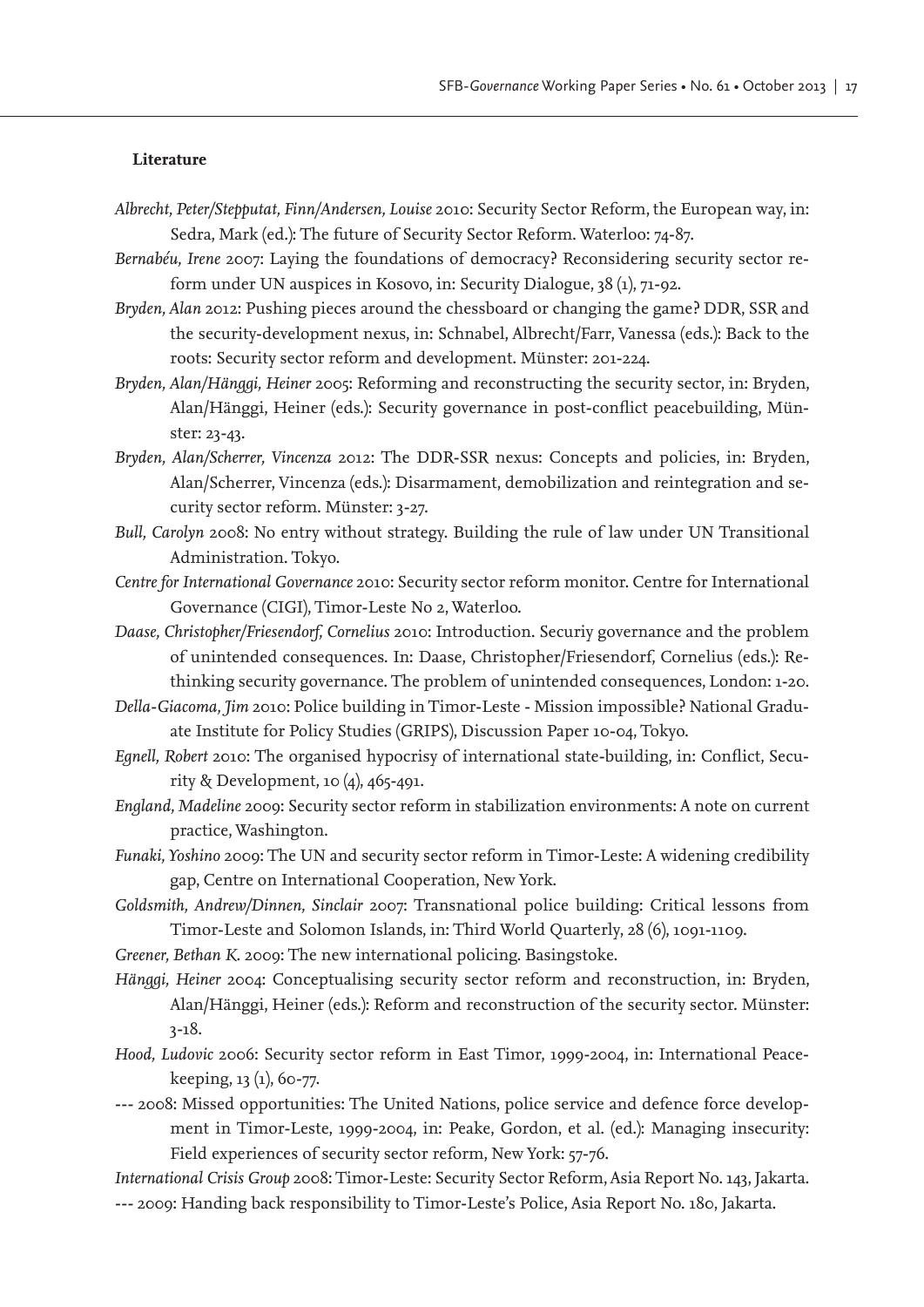**Literature**

*Albrecht, Peter/Stepputat, Finn/Andersen, Louise* 2010: Security Sector Reform, the European way, in: Sedra, Mark (ed.): The future of Security Sector Reform. Waterloo: 74-87.

*Bernabéu, Irene* 2007: Laying the foundations of democracy? Reconsidering security sector reform under UN auspices in Kosovo, in: Security Dialogue, 38 (1), 71-92.

*Bryden, Alan* 2012: Pushing pieces around the chessboard or changing the game? DDR, SSR and the security-development nexus, in: Schnabel, Albrecht/Farr, Vanessa (eds.): Back to the roots: Security sector reform and development. Münster: 201-224.

*Bryden, Alan/Hänggi, Heiner* 2005: Reforming and reconstructing the security sector, in: Bryden, Alan/Hänggi, Heiner (eds.): Security governance in post-conflict peacebuilding, Münster: 23-43.

*Bryden, Alan/Scherrer, Vincenza* 2012: The DDR-SSR nexus: Concepts and policies, in: Bryden, Alan/Scherrer, Vincenza (eds.): Disarmament, demobilization and reintegration and security sector reform. Münster: 3-27.

*Bull, Carolyn* 2008: No entry without strategy. Building the rule of law under UN Transitional Administration. Tokyo.

*Centre for International Governance* 2010: Security sector reform monitor. Centre for International Governance (CIGI), Timor-Leste No 2, Waterloo.

*Daase, Christopher/Friesendorf, Cornelius* 2010: Introduction. Securiy governance and the problem of unintended consequences. In: Daase, Christopher/Friesendorf, Cornelius (eds.): Rethinking security governance. The problem of unintended consequences, London: 1-20.

*Della-Giacoma, Jim* 2010: Police building in Timor-Leste - Mission impossible? National Graduate Institute for Policy Studies (GRIPS), Discussion Paper 10-04, Tokyo.

*Egnell, Robert* 2010: The organised hypocrisy of international state-building, in: Conflict, Security & Development, 10 (4), 465-491.

*England, Madeline* 2009: Security sector reform in stabilization environments: A note on current practice, Washington.

*Funaki, Yoshino* 2009: The UN and security sector reform in Timor-Leste: A widening credibility gap, Centre on International Cooperation, New York.

*Goldsmith, Andrew/Dinnen, Sinclair* 2007: Transnational police building: Critical lessons from Timor-Leste and Solomon Islands, in: Third World Quarterly, 28 (6), 1091-1109.

*Greener, Bethan K.* 2009: The new international policing. Basingstoke.

*Hänggi, Heiner* 2004: Conceptualising security sector reform and reconstruction, in: Bryden, Alan/Hänggi, Heiner (eds.): Reform and reconstruction of the security sector. Münster: 3-18.

*Hood, Ludovic* 2006: Security sector reform in East Timor, 1999-2004, in: International Peacekeeping, 13 (1), 60-77.

--- 2008: Missed opportunities: The United Nations, police service and defence force development in Timor-Leste, 1999-2004, in: Peake, Gordon, et al. (ed.): Managing insecurity: Field experiences of security sector reform, New York: 57-76.

*International Crisis Group* 2008: Timor-Leste: Security Sector Reform, Asia Report No. 143, Jakarta.

--- 2009: Handing back responsibility to Timor-Leste's Police, Asia Report No. 180, Jakarta.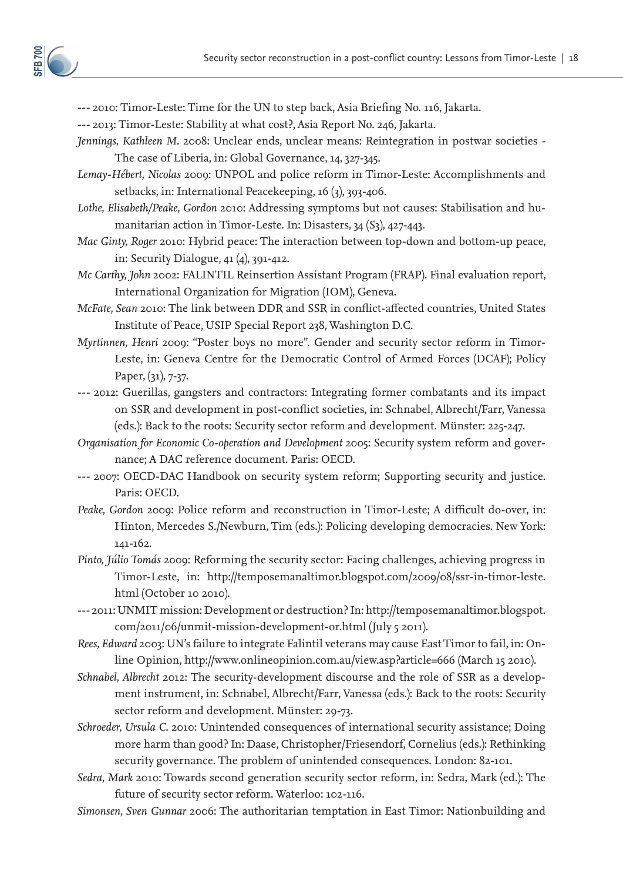--- 2010: Timor-Leste: Time for the UN to step back, Asia Briefing No. 116, Jakarta.

--- 2013: Timor-Leste: Stability at what cost?, Asia Report No. 246, Jakarta.

*Jennings, Kathleen M.* 2008: Unclear ends, unclear means: Reintegration in postwar societies - The case of Liberia, in: Global Governance, 14, 327-345.

*Lemay-Hébert, Nicolas* 2009: UNPOL and police reform in Timor-Leste: Accomplishments and setbacks, in: International Peacekeeping, 16 (3), 393-406.

*Lothe, Elisabeth/Peake, Gordon* 2010: Addressing symptoms but not causes: Stabilisation and humanitarian action in Timor-Leste. In: Disasters, 34 (S3), 427-443.

*Mac Ginty, Roger* 2010: Hybrid peace: The interaction between top-down and bottom-up peace, in: Security Dialogue, 41 (4), 391-412.

*Mc Carthy, John* 2002: FALINTIL Reinsertion Assistant Program (FRAP). Final evaluation report, International Organization for Migration (IOM), Geneva.

*McFate, Sean* 2010: The link between DDR and SSR in conflict-affected countries, United States Institute of Peace, USIP Special Report 238, Washington D.C.

*Myrttinen, Henri* 2009: "Poster boys no more". Gender and security sector reform in Timor-Leste, in: Geneva Centre for the Democratic Control of Armed Forces (DCAF); Policy Paper, (31), 7-37.

--- 2012: Guerillas, gangsters and contractors: Integrating former combatants and its impact on SSR and development in post-conflict societies, in: Schnabel, Albrecht/Farr, Vanessa (eds.): Back to the roots: Security sector reform and development. Münster: 225-247.

*Organisation for Economic Co-operation and Development* 2005: Security system reform and governance; A DAC reference document. Paris: OECD.

--- 2007: OECD-DAC Handbook on security system reform; Supporting security and justice. Paris: OECD.

*Peake, Gordon* 2009: Police reform and reconstruction in Timor-Leste; A difficult do-over, in: Hinton, Mercedes S./Newburn, Tim (eds.): Policing developing democracies. New York: 141-162.

*Pinto, Júlio Tomás* 2009: Reforming the security sector: Facing challenges, achieving progress in Timor-Leste, in: http://temposemanaltimor.blogspot.com/2009/08/ssr-in-timor-leste.html (October 10 2010).

--- 2011: UNMIT mission: Development or destruction? In: http://temposemanaltimor.blogspot.com/2011/06/unmit-mission-development-or.html (July 5 2011).

*Rees, Edward* 2003: UN's failure to integrate Falintil veterans may cause East Timor to fail, in: Online Opinion, http://www.onlineopinion.com.au/view.asp?article=666 (March 15 2010).

*Schnabel, Albrecht* 2012: The security-development discourse and the role of SSR as a development instrument, in: Schnabel, Albrecht/Farr, Vanessa (eds.): Back to the roots: Security sector reform and development. Münster: 29-73.

*Schroeder, Ursula C.* 2010: Unintended consequences of international security assistance; Doing more harm than good? In: Daase, Christopher/Friesendorf, Cornelius (eds.): Rethinking security governance. The problem of unintended consequences. London: 82-101.

*Sedra, Mark* 2010: Towards second generation security sector reform, in: Sedra, Mark (ed.): The future of security sector reform. Waterloo: 102-116.

*Simonsen, Sven Gunnar* 2006: The authoritarian temptation in East Timor: Nationbuilding and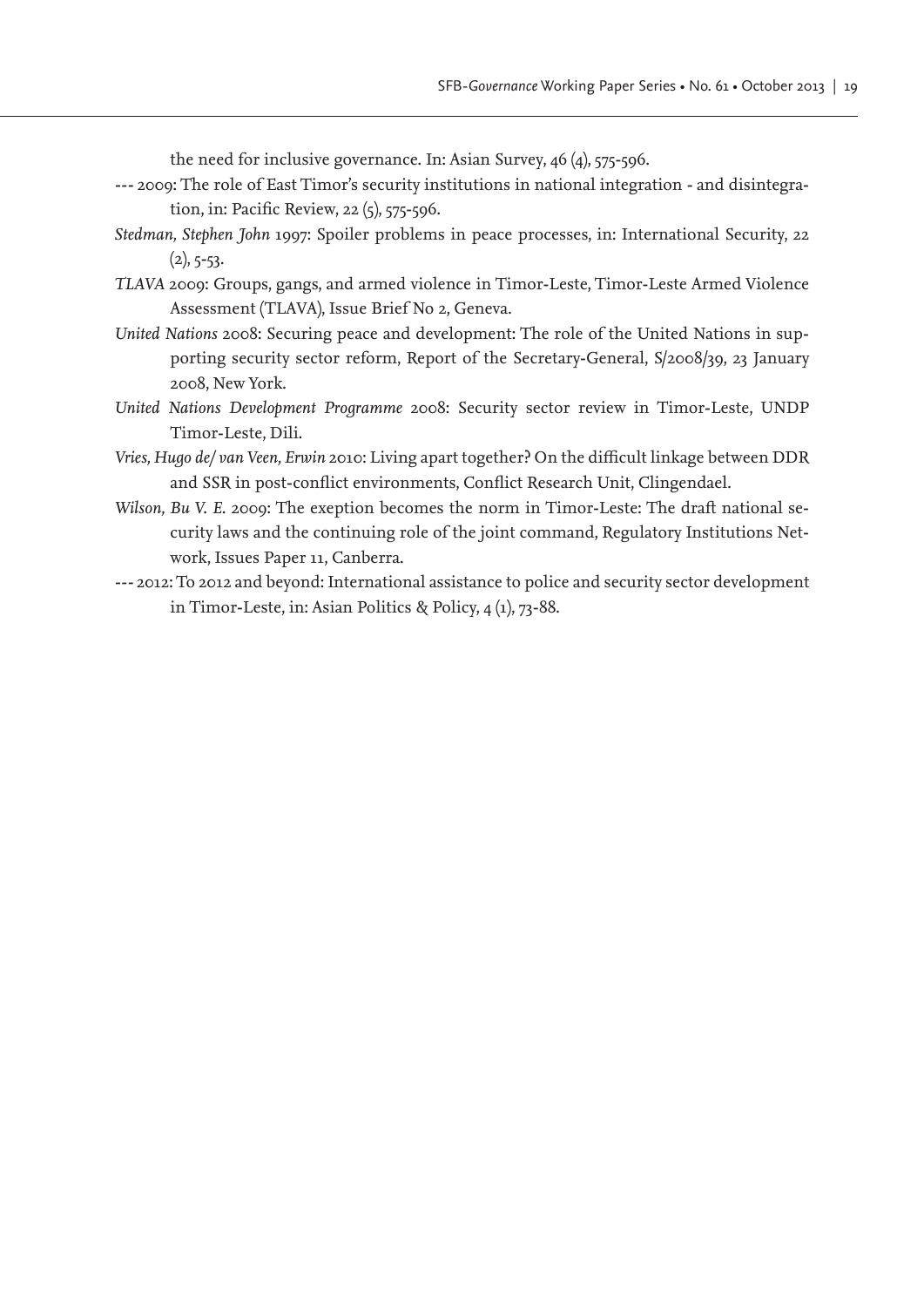the need for inclusive governance. In: Asian Survey, 46 (4), 575-596.

--- 2009: The role of East Timor's security institutions in national integration - and disintegration, in: Pacific Review, 22 (5), 575-596.

*Stedman, Stephen John* 1997: Spoiler problems in peace processes, in: International Security, 22 (2), 5-53.

*TLAVA* 2009: Groups, gangs, and armed violence in Timor-Leste, Timor-Leste Armed Violence Assessment (TLAVA), Issue Brief No 2, Geneva.

*United Nations* 2008: Securing peace and development: The role of the United Nations in supporting security sector reform, Report of the Secretary-General, S/2008/39, 23 January 2008, New York.

*United Nations Development Programme* 2008: Security sector review in Timor-Leste, UNDP Timor-Leste, Dili.

*Vries, Hugo de/ van Veen, Erwin* 2010: Living apart together? On the difficult linkage between DDR and SSR in post-conflict environments, Conflict Research Unit, Clingendael.

*Wilson, Bu V. E.* 2009: The exeption becomes the norm in Timor-Leste: The draft national security laws and the continuing role of the joint command, Regulatory Institutions Network, Issues Paper 11, Canberra.

--- 2012: To 2012 and beyond: International assistance to police and security sector development in Timor-Leste, in: Asian Politics & Policy, 4 (1), 73-88.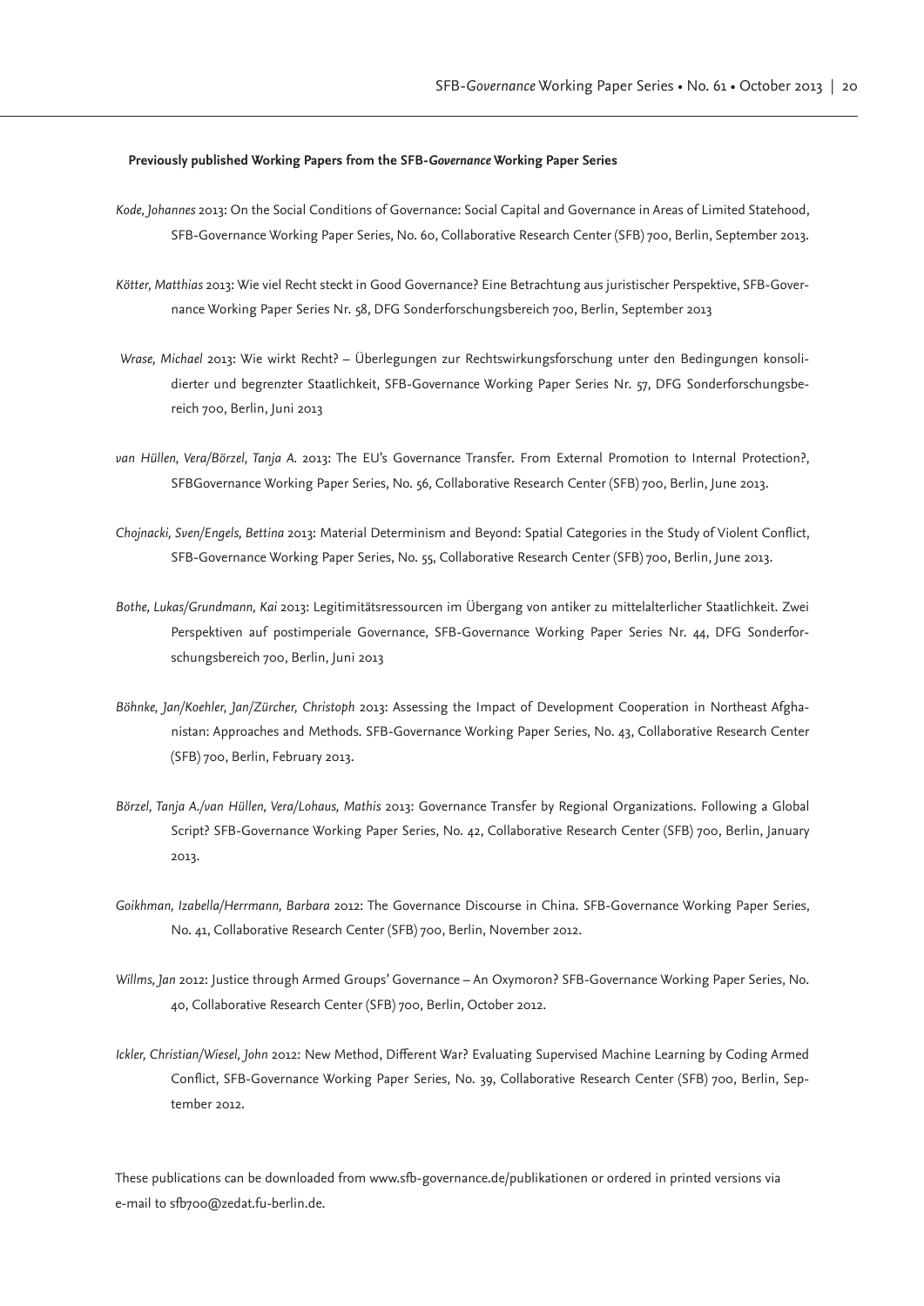**Previously published Working Papers from the SFB-*Governance* Working Paper Series**

*Kode, Johannes* 2013: On the Social Conditions of Governance: Social Capital and Governance in Areas of Limited Statehood, SFB-Governance Working Paper Series, No. 60, Collaborative Research Center (SFB) 700, Berlin, September 2013.

*Kötter, Matthias* 2013: Wie viel Recht steckt in Good Governance? Eine Betrachtung aus juristischer Perspektive, SFB-Governance Working Paper Series Nr. 58, DFG Sonderforschungsbereich 700, Berlin, September 2013

*Wrase, Michael* 2013: Wie wirkt Recht? – Überlegungen zur Rechtswirkungsforschung unter den Bedingungen konsolidierter und begrenzter Staatlichkeit, SFB-Governance Working Paper Series Nr. 57, DFG Sonderforschungsbereich 700, Berlin, Juni 2013

*van Hüllen, Vera/Börzel, Tanja A.* 2013: The EU's Governance Transfer. From External Promotion to Internal Protection?, SFBGovernance Working Paper Series, No. 56, Collaborative Research Center (SFB) 700, Berlin, June 2013.

*Chojnacki, Sven/Engels, Bettina* 2013: Material Determinism and Beyond: Spatial Categories in the Study of Violent Conflict, SFB-Governance Working Paper Series, No. 55, Collaborative Research Center (SFB) 700, Berlin, June 2013.

*Bothe, Lukas/Grundmann, Kai* 2013: Legitimitätsressourcen im Übergang von antiker zu mittelalterlicher Staatlichkeit. Zwei Perspektiven auf postimperiale Governance, SFB-Governance Working Paper Series Nr. 44, DFG Sonderforschungsbereich 700, Berlin, Juni 2013

*Böhnke, Jan/Koehler, Jan/Zürcher, Christoph* 2013: Assessing the Impact of Development Cooperation in Northeast Afghanistan: Approaches and Methods. SFB-Governance Working Paper Series, No. 43, Collaborative Research Center (SFB) 700, Berlin, February 2013.

*Börzel, Tanja A./van Hüllen, Vera/Lohaus, Mathis* 2013: Governance Transfer by Regional Organizations. Following a Global Script? SFB-Governance Working Paper Series, No. 42, Collaborative Research Center (SFB) 700, Berlin, January 2013.

*Goikhman, Izabella/Herrmann, Barbara* 2012: The Governance Discourse in China. SFB-Governance Working Paper Series, No. 41, Collaborative Research Center (SFB) 700, Berlin, November 2012.

*Willms, Jan* 2012: Justice through Armed Groups' Governance – An Oxymoron? SFB-Governance Working Paper Series, No. 40, Collaborative Research Center (SFB) 700, Berlin, October 2012.

*Ickler, Christian/Wiesel, John* 2012: New Method, Different War? Evaluating Supervised Machine Learning by Coding Armed Conflict, SFB-Governance Working Paper Series, No. 39, Collaborative Research Center (SFB) 700, Berlin, September 2012.

These publications can be downloaded from www.sfb-governance.de/publikationen or ordered in printed versions via e-mail to sfb700@zedat.fu-berlin.de.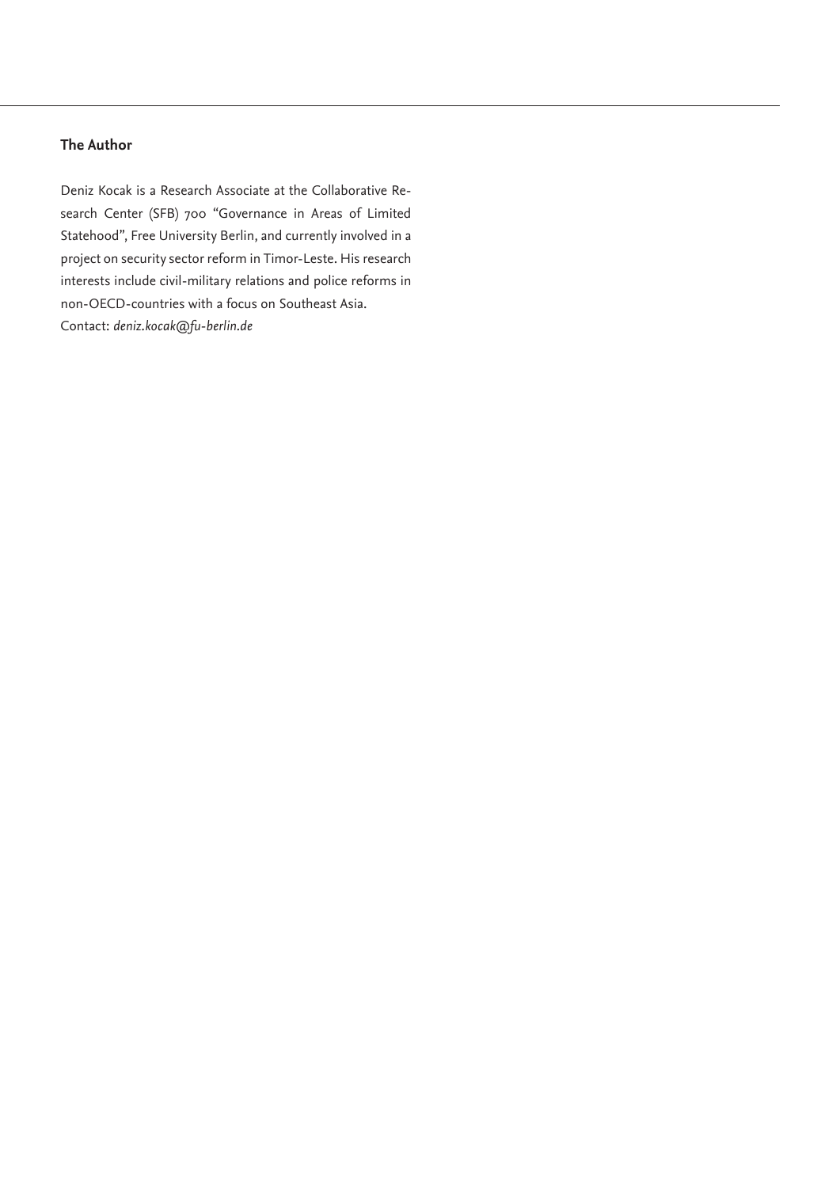## The Author

Deniz Kocak is a Research Associate at the Collaborative Research Center (SFB) 700 "Governance in Areas of Limited Statehood", Free University Berlin, and currently involved in a project on security sector reform in Timor-Leste. His research interests include civil-military relations and police reforms in non-OECD-countries with a focus on Southeast Asia.
Contact: *deniz.kocak@fu-berlin.de*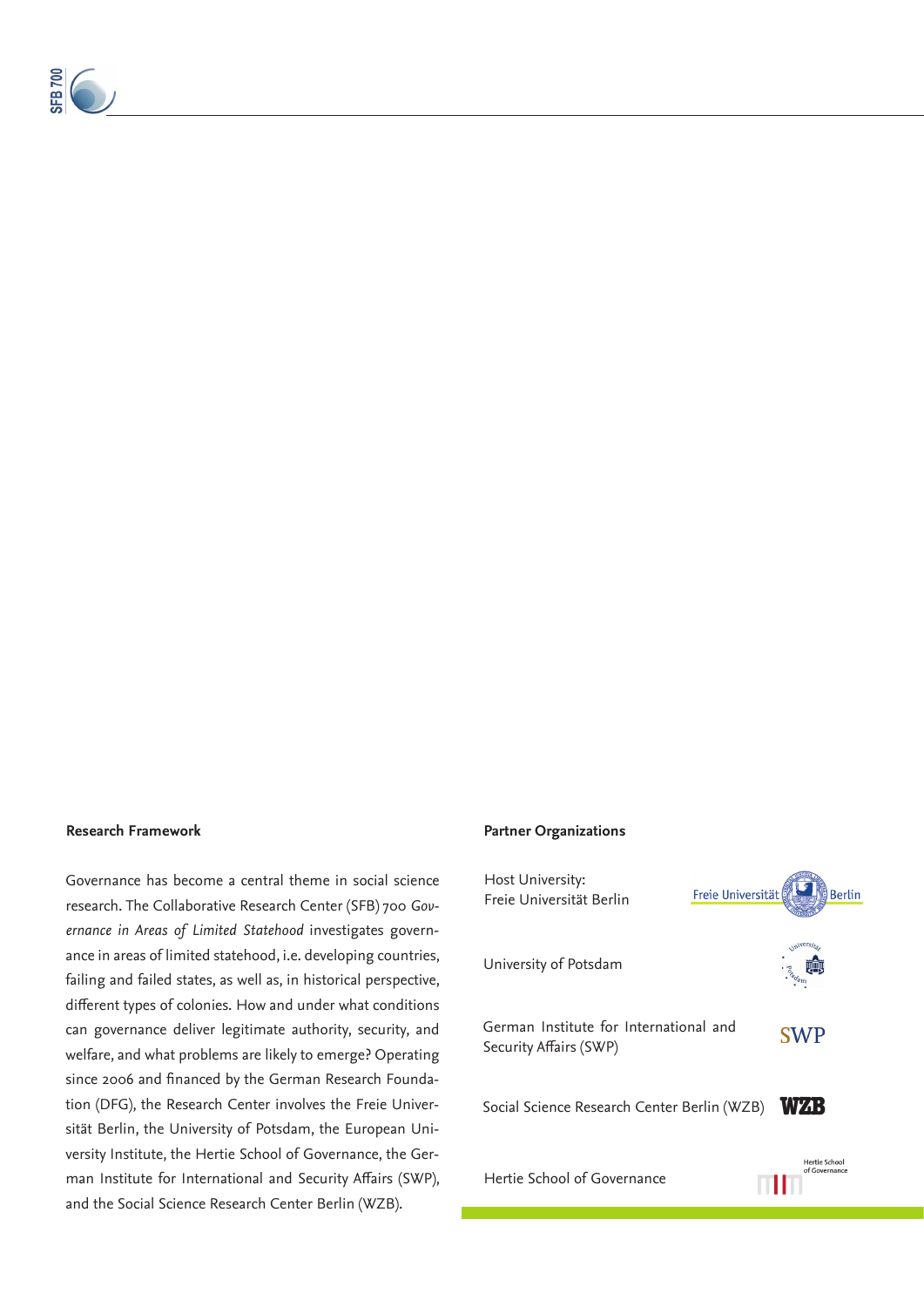## Research Framework

Governance has become a central theme in social science research. The Collaborative Research Center (SFB) 700 *Governance in Areas of Limited Statehood* investigates governance in areas of limited statehood, i.e. developing countries, failing and failed states, as well as, in historical perspective, different types of colonies. How and under what conditions can governance deliver legitimate authority, security, and welfare, and what problems are likely to emerge? Operating since 2006 and financed by the German Research Foundation (DFG), the Research Center involves the Freie Universität Berlin, the University of Potsdam, the European University Institute, the Hertie School of Governance, the German Institute for International and Security Affairs (SWP), and the Social Science Research Center Berlin (WZB).

## Partner Organizations

Host University:
Freie Universität Berlin

University of Potsdam

German Institute for International and Security Affairs (SWP)

Social Science Research Center Berlin (WZB)

Hertie School of Governance